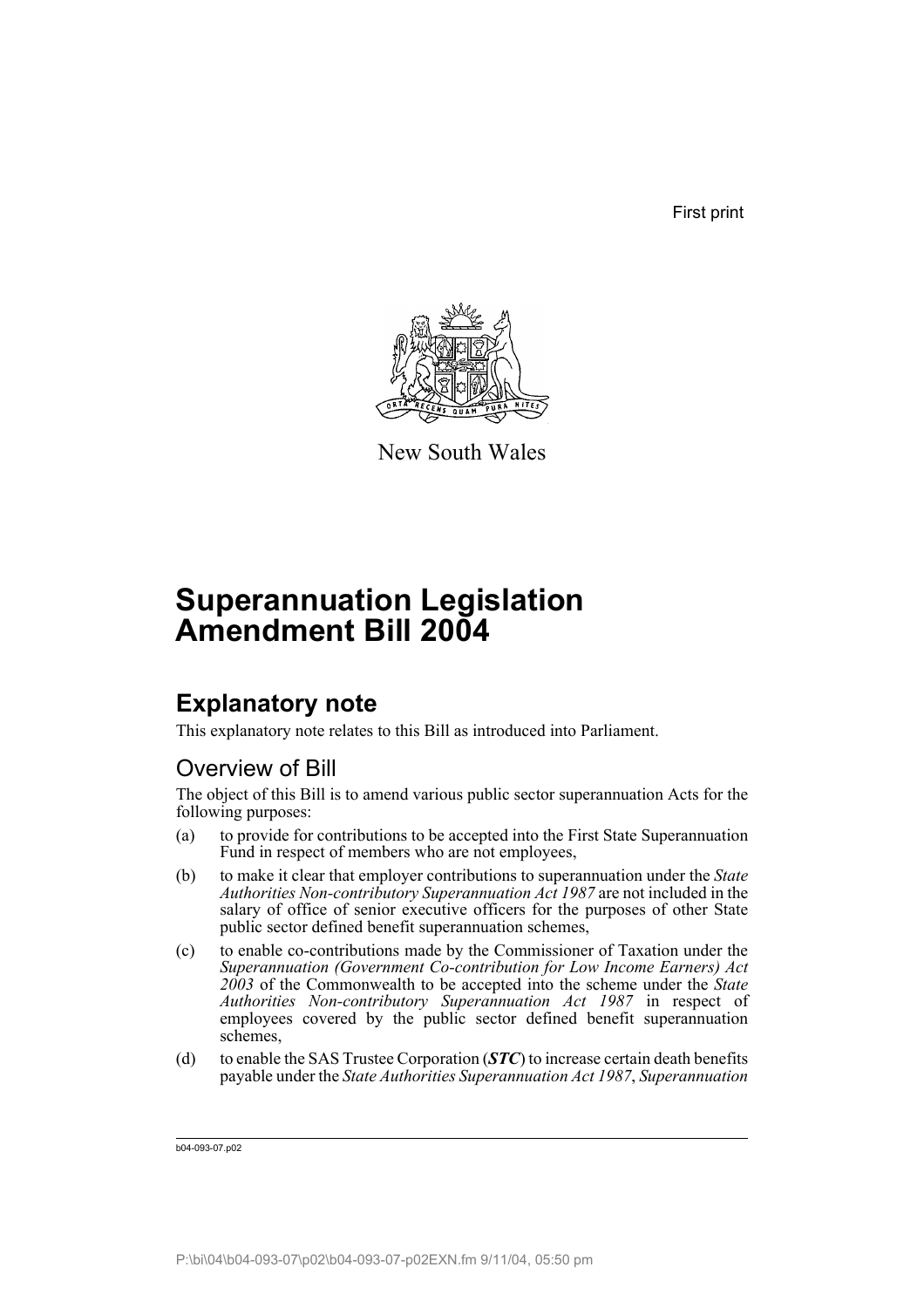First print

New South Wales

# Superannuation Legislation Amendment Bill 2004

## Explanatory note

This explanatory note relates to this Bill as introduced into Parliament.

### Overview of Bill

The object of this Bill is to amend various public sector superannuation Acts for the following purposes:

(a) to provide for contributions to be accepted into the First State Superannuation Fund in respect of members who are not employees,

(b) to make it clear that employer contributions to superannuation under the *State Authorities Non-contributory Superannuation Act 1987* are not included in the salary of office of senior executive officers for the purposes of other State public sector defined benefit superannuation schemes,

(c) to enable co-contributions made by the Commissioner of Taxation under the *Superannuation (Government Co-contribution for Low Income Earners) Act 2003* of the Commonwealth to be accepted into the scheme under the *State Authorities Non-contributory Superannuation Act 1987* in respect of employees covered by the public sector defined benefit superannuation schemes,

(d) to enable the SAS Trustee Corporation (***STC***) to increase certain death benefits payable under the *State Authorities Superannuation Act 1987*, *Superannuation*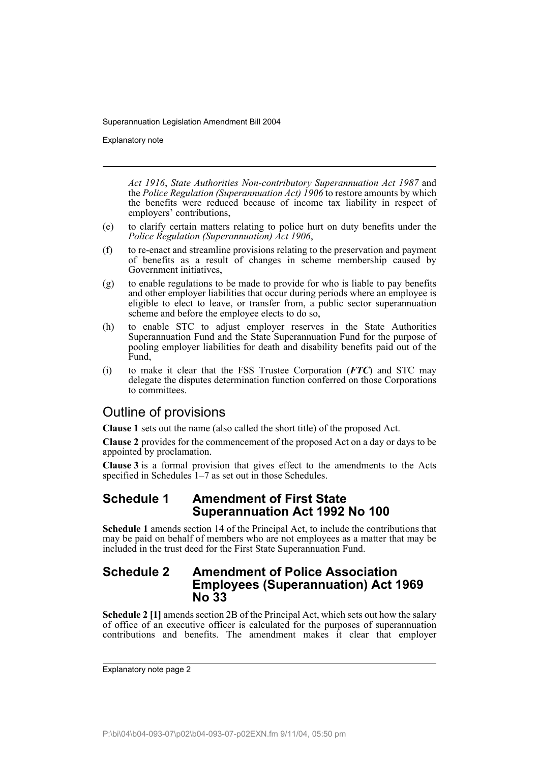*Act 1916*, *State Authorities Non-contributory Superannuation Act 1987* and the *Police Regulation (Superannuation Act) 1906* to restore amounts by which the benefits were reduced because of income tax liability in respect of employers' contributions,

(e) to clarify certain matters relating to police hurt on duty benefits under the *Police Regulation (Superannuation) Act 1906*,

(f) to re-enact and streamline provisions relating to the preservation and payment of benefits as a result of changes in scheme membership caused by Government initiatives,

(g) to enable regulations to be made to provide for who is liable to pay benefits and other employer liabilities that occur during periods where an employee is eligible to elect to leave, or transfer from, a public sector superannuation scheme and before the employee elects to do so,

(h) to enable STC to adjust employer reserves in the State Authorities Superannuation Fund and the State Superannuation Fund for the purpose of pooling employer liabilities for death and disability benefits paid out of the Fund,

(i) to make it clear that the FSS Trustee Corporation (***FTC***) and STC may delegate the disputes determination function conferred on those Corporations to committees.

## Outline of provisions

**Clause 1** sets out the name (also called the short title) of the proposed Act.

**Clause 2** provides for the commencement of the proposed Act on a day or days to be appointed by proclamation.

**Clause 3** is a formal provision that gives effect to the amendments to the Acts specified in Schedules 1–7 as set out in those Schedules.

## Schedule 1 Amendment of First State Superannuation Act 1992 No 100

**Schedule 1** amends section 14 of the Principal Act, to include the contributions that may be paid on behalf of members who are not employees as a matter that may be included in the trust deed for the First State Superannuation Fund.

## Schedule 2 Amendment of Police Association Employees (Superannuation) Act 1969 No 33

**Schedule 2 [1]** amends section 2B of the Principal Act, which sets out how the salary of office of an executive officer is calculated for the purposes of superannuation contributions and benefits. The amendment makes it clear that employer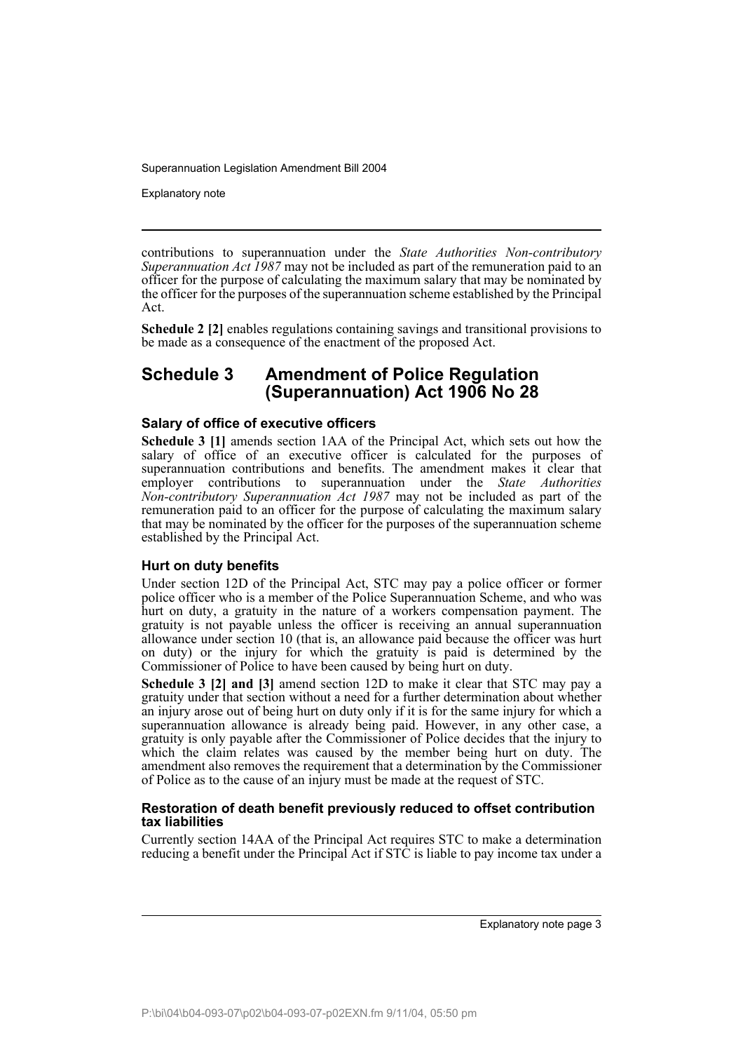contributions to superannuation under the *State Authorities Non-contributory Superannuation Act 1987* may not be included as part of the remuneration paid to an officer for the purpose of calculating the maximum salary that may be nominated by the officer for the purposes of the superannuation scheme established by the Principal Act.

**Schedule 2 [2]** enables regulations containing savings and transitional provisions to be made as a consequence of the enactment of the proposed Act.

## Schedule 3 Amendment of Police Regulation (Superannuation) Act 1906 No 28

### Salary of office of executive officers

**Schedule 3 [1]** amends section 1AA of the Principal Act, which sets out how the salary of office of an executive officer is calculated for the purposes of superannuation contributions and benefits. The amendment makes it clear that employer contributions to superannuation under the *State Authorities Non-contributory Superannuation Act 1987* may not be included as part of the remuneration paid to an officer for the purpose of calculating the maximum salary that may be nominated by the officer for the purposes of the superannuation scheme established by the Principal Act.

### Hurt on duty benefits

Under section 12D of the Principal Act, STC may pay a police officer or former police officer who is a member of the Police Superannuation Scheme, and who was hurt on duty, a gratuity in the nature of a workers compensation payment. The gratuity is not payable unless the officer is receiving an annual superannuation allowance under section 10 (that is, an allowance paid because the officer was hurt on duty) or the injury for which the gratuity is paid is determined by the Commissioner of Police to have been caused by being hurt on duty.

**Schedule 3 [2] and [3]** amend section 12D to make it clear that STC may pay a gratuity under that section without a need for a further determination about whether an injury arose out of being hurt on duty only if it is for the same injury for which a superannuation allowance is already being paid. However, in any other case, a gratuity is only payable after the Commissioner of Police decides that the injury to which the claim relates was caused by the member being hurt on duty. The amendment also removes the requirement that a determination by the Commissioner of Police as to the cause of an injury must be made at the request of STC.

### Restoration of death benefit previously reduced to offset contribution tax liabilities

Currently section 14AA of the Principal Act requires STC to make a determination reducing a benefit under the Principal Act if STC is liable to pay income tax under a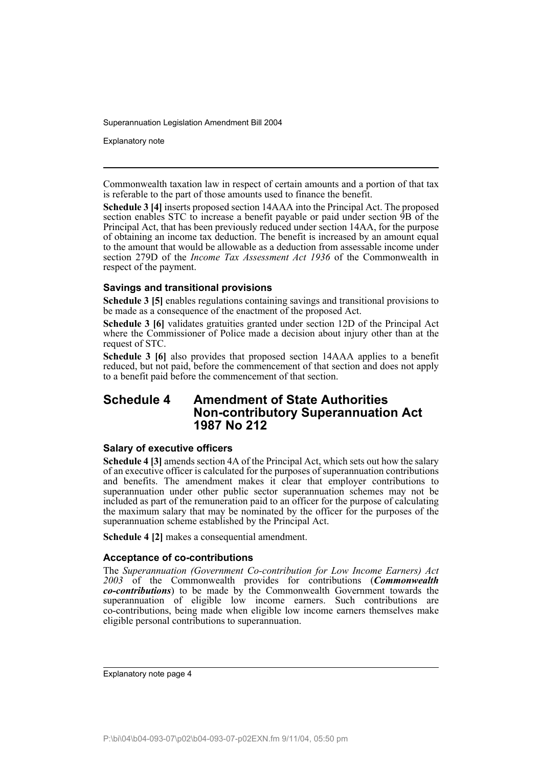Commonwealth taxation law in respect of certain amounts and a portion of that tax is referable to the part of those amounts used to finance the benefit.

**Schedule 3 [4]** inserts proposed section 14AAA into the Principal Act. The proposed section enables STC to increase a benefit payable or paid under section 9B of the Principal Act, that has been previously reduced under section 14AA, for the purpose of obtaining an income tax deduction. The benefit is increased by an amount equal to the amount that would be allowable as a deduction from assessable income under section 279D of the *Income Tax Assessment Act 1936* of the Commonwealth in respect of the payment.

### Savings and transitional provisions

**Schedule 3 [5]** enables regulations containing savings and transitional provisions to be made as a consequence of the enactment of the proposed Act.

**Schedule 3 [6]** validates gratuities granted under section 12D of the Principal Act where the Commissioner of Police made a decision about injury other than at the request of STC.

**Schedule 3 [6]** also provides that proposed section 14AAA applies to a benefit reduced, but not paid, before the commencement of that section and does not apply to a benefit paid before the commencement of that section.

## Schedule 4 Amendment of State Authorities Non-contributory Superannuation Act 1987 No 212

### Salary of executive officers

**Schedule 4 [3]** amends section 4A of the Principal Act, which sets out how the salary of an executive officer is calculated for the purposes of superannuation contributions and benefits. The amendment makes it clear that employer contributions to superannuation under other public sector superannuation schemes may not be included as part of the remuneration paid to an officer for the purpose of calculating the maximum salary that may be nominated by the officer for the purposes of the superannuation scheme established by the Principal Act.

**Schedule 4 [2]** makes a consequential amendment.

### Acceptance of co-contributions

The *Superannuation (Government Co-contribution for Low Income Earners) Act 2003* of the Commonwealth provides for contributions (***Commonwealth co-contributions***) to be made by the Commonwealth Government towards the superannuation of eligible low income earners. Such contributions are co-contributions, being made when eligible low income earners themselves make eligible personal contributions to superannuation.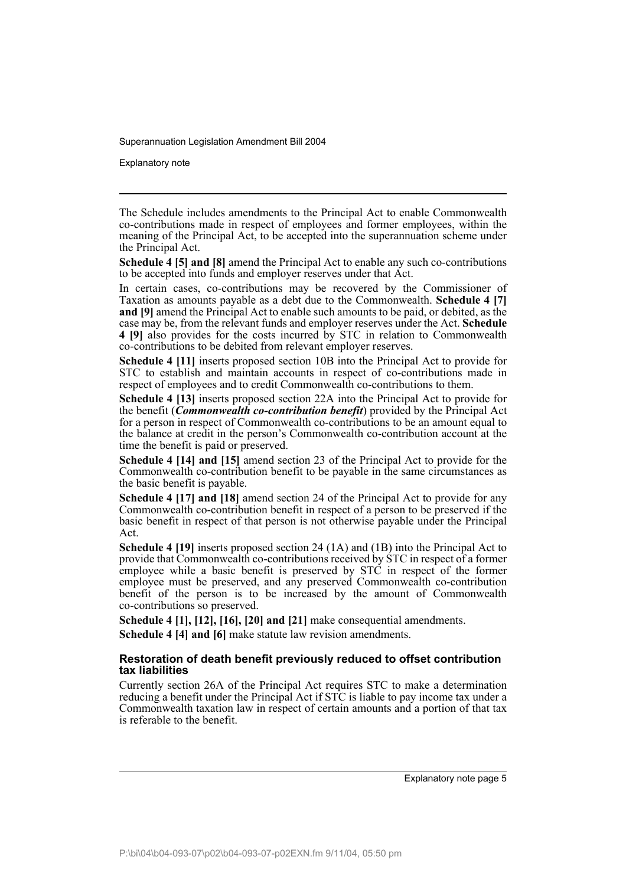The Schedule includes amendments to the Principal Act to enable Commonwealth co-contributions made in respect of employees and former employees, within the meaning of the Principal Act, to be accepted into the superannuation scheme under the Principal Act.

**Schedule 4 [5] and [8]** amend the Principal Act to enable any such co-contributions to be accepted into funds and employer reserves under that Act.

In certain cases, co-contributions may be recovered by the Commissioner of Taxation as amounts payable as a debt due to the Commonwealth. **Schedule 4 [7] and [9]** amend the Principal Act to enable such amounts to be paid, or debited, as the case may be, from the relevant funds and employer reserves under the Act. **Schedule 4 [9]** also provides for the costs incurred by STC in relation to Commonwealth co-contributions to be debited from relevant employer reserves.

**Schedule 4 [11]** inserts proposed section 10B into the Principal Act to provide for STC to establish and maintain accounts in respect of co-contributions made in respect of employees and to credit Commonwealth co-contributions to them.

**Schedule 4 [13]** inserts proposed section 22A into the Principal Act to provide for the benefit (***Commonwealth co-contribution benefit***) provided by the Principal Act for a person in respect of Commonwealth co-contributions to be an amount equal to the balance at credit in the person's Commonwealth co-contribution account at the time the benefit is paid or preserved.

**Schedule 4 [14] and [15]** amend section 23 of the Principal Act to provide for the Commonwealth co-contribution benefit to be payable in the same circumstances as the basic benefit is payable.

**Schedule 4 [17] and [18]** amend section 24 of the Principal Act to provide for any Commonwealth co-contribution benefit in respect of a person to be preserved if the basic benefit in respect of that person is not otherwise payable under the Principal Act.

**Schedule 4 [19]** inserts proposed section 24 (1A) and (1B) into the Principal Act to provide that Commonwealth co-contributions received by STC in respect of a former employee while a basic benefit is preserved by STC in respect of the former employee must be preserved, and any preserved Commonwealth co-contribution benefit of the person is to be increased by the amount of Commonwealth co-contributions so preserved.

**Schedule 4 [1], [12], [16], [20] and [21]** make consequential amendments.

**Schedule 4 [4] and [6]** make statute law revision amendments.

#### Restoration of death benefit previously reduced to offset contribution tax liabilities

Currently section 26A of the Principal Act requires STC to make a determination reducing a benefit under the Principal Act if STC is liable to pay income tax under a Commonwealth taxation law in respect of certain amounts and a portion of that tax is referable to the benefit.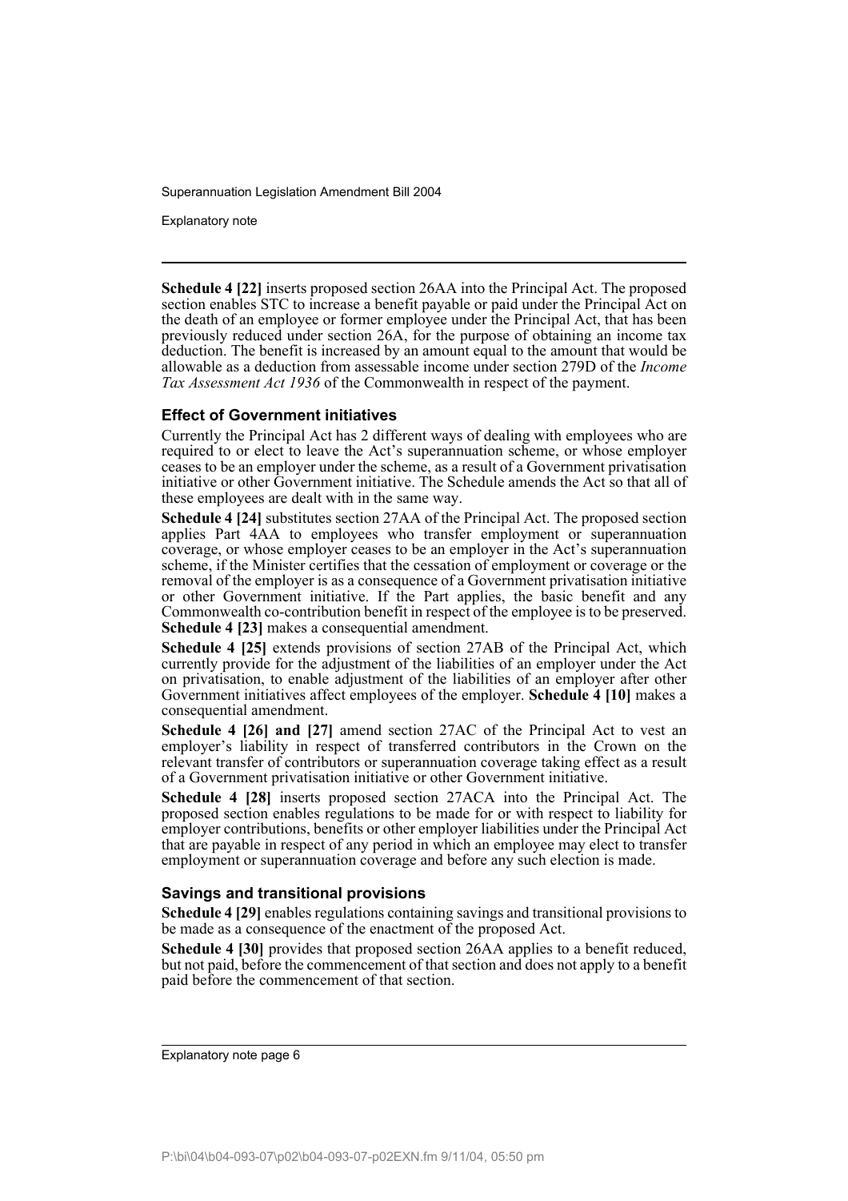**Schedule 4 [22]** inserts proposed section 26AA into the Principal Act. The proposed section enables STC to increase a benefit payable or paid under the Principal Act on the death of an employee or former employee under the Principal Act, that has been previously reduced under section 26A, for the purpose of obtaining an income tax deduction. The benefit is increased by an amount equal to the amount that would be allowable as a deduction from assessable income under section 279D of the *Income Tax Assessment Act 1936* of the Commonwealth in respect of the payment.

### Effect of Government initiatives

Currently the Principal Act has 2 different ways of dealing with employees who are required to or elect to leave the Act's superannuation scheme, or whose employer ceases to be an employer under the scheme, as a result of a Government privatisation initiative or other Government initiative. The Schedule amends the Act so that all of these employees are dealt with in the same way.

**Schedule 4 [24]** substitutes section 27AA of the Principal Act. The proposed section applies Part 4AA to employees who transfer employment or superannuation coverage, or whose employer ceases to be an employer in the Act's superannuation scheme, if the Minister certifies that the cessation of employment or coverage or the removal of the employer is as a consequence of a Government privatisation initiative or other Government initiative. If the Part applies, the basic benefit and any Commonwealth co-contribution benefit in respect of the employee is to be preserved. **Schedule 4 [23]** makes a consequential amendment.

**Schedule 4 [25]** extends provisions of section 27AB of the Principal Act, which currently provide for the adjustment of the liabilities of an employer under the Act on privatisation, to enable adjustment of the liabilities of an employer after other Government initiatives affect employees of the employer. **Schedule 4 [10]** makes a consequential amendment.

**Schedule 4 [26] and [27]** amend section 27AC of the Principal Act to vest an employer's liability in respect of transferred contributors in the Crown on the relevant transfer of contributors or superannuation coverage taking effect as a result of a Government privatisation initiative or other Government initiative.

**Schedule 4 [28]** inserts proposed section 27ACA into the Principal Act. The proposed section enables regulations to be made for or with respect to liability for employer contributions, benefits or other employer liabilities under the Principal Act that are payable in respect of any period in which an employee may elect to transfer employment or superannuation coverage and before any such election is made.

### Savings and transitional provisions

**Schedule 4 [29]** enables regulations containing savings and transitional provisions to be made as a consequence of the enactment of the proposed Act.

**Schedule 4 [30]** provides that proposed section 26AA applies to a benefit reduced, but not paid, before the commencement of that section and does not apply to a benefit paid before the commencement of that section.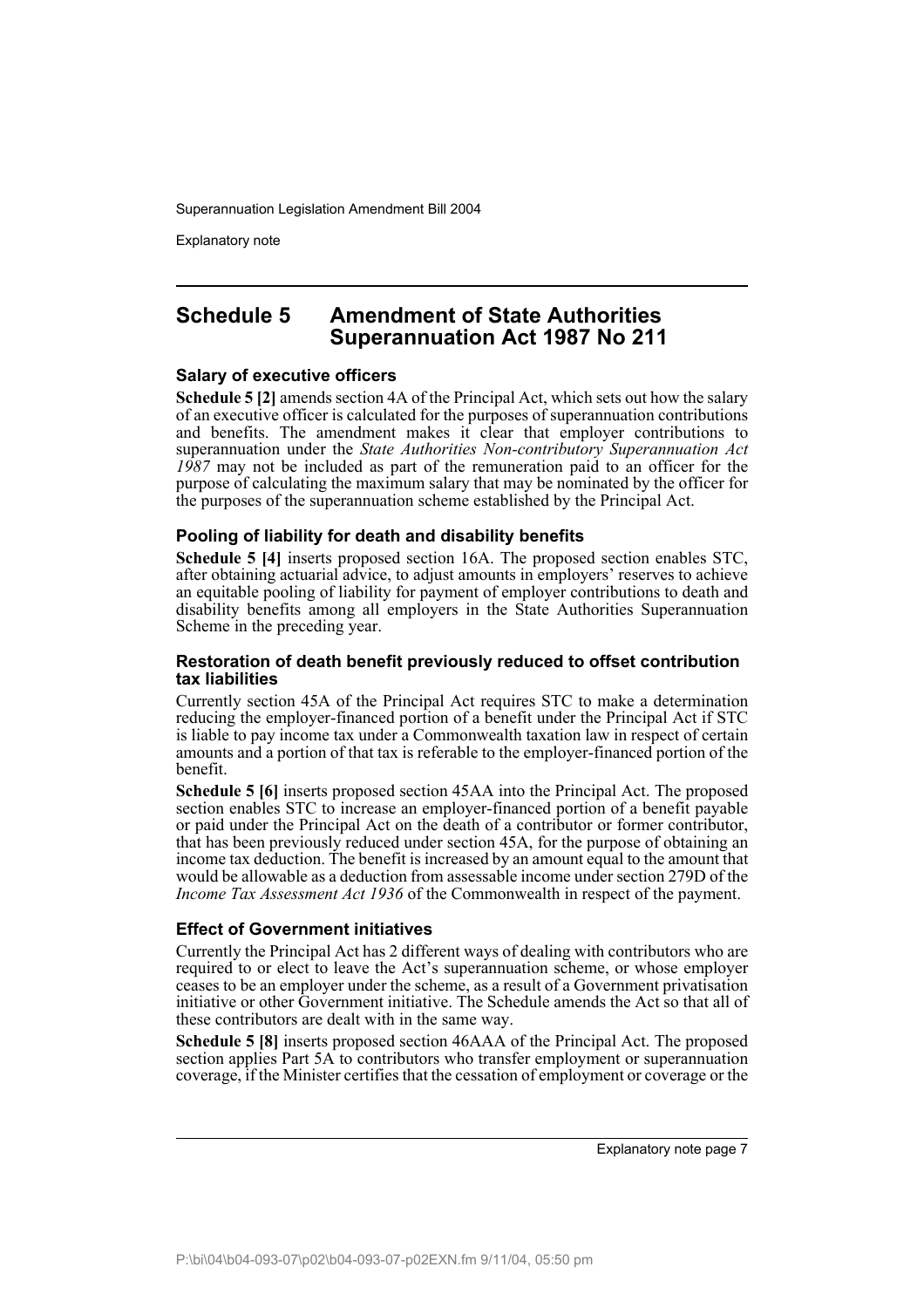## Schedule 5 Amendment of State Authorities Superannuation Act 1987 No 211

### Salary of executive officers

**Schedule 5 [2]** amends section 4A of the Principal Act, which sets out how the salary of an executive officer is calculated for the purposes of superannuation contributions and benefits. The amendment makes it clear that employer contributions to superannuation under the *State Authorities Non-contributory Superannuation Act 1987* may not be included as part of the remuneration paid to an officer for the purpose of calculating the maximum salary that may be nominated by the officer for the purposes of the superannuation scheme established by the Principal Act.

### Pooling of liability for death and disability benefits

**Schedule 5 [4]** inserts proposed section 16A. The proposed section enables STC, after obtaining actuarial advice, to adjust amounts in employers' reserves to achieve an equitable pooling of liability for payment of employer contributions to death and disability benefits among all employers in the State Authorities Superannuation Scheme in the preceding year.

### Restoration of death benefit previously reduced to offset contribution tax liabilities

Currently section 45A of the Principal Act requires STC to make a determination reducing the employer-financed portion of a benefit under the Principal Act if STC is liable to pay income tax under a Commonwealth taxation law in respect of certain amounts and a portion of that tax is referable to the employer-financed portion of the benefit.

**Schedule 5 [6]** inserts proposed section 45AA into the Principal Act. The proposed section enables STC to increase an employer-financed portion of a benefit payable or paid under the Principal Act on the death of a contributor or former contributor, that has been previously reduced under section 45A, for the purpose of obtaining an income tax deduction. The benefit is increased by an amount equal to the amount that would be allowable as a deduction from assessable income under section 279D of the *Income Tax Assessment Act 1936* of the Commonwealth in respect of the payment.

### Effect of Government initiatives

Currently the Principal Act has 2 different ways of dealing with contributors who are required to or elect to leave the Act's superannuation scheme, or whose employer ceases to be an employer under the scheme, as a result of a Government privatisation initiative or other Government initiative. The Schedule amends the Act so that all of these contributors are dealt with in the same way.

**Schedule 5 [8]** inserts proposed section 46AAA of the Principal Act. The proposed section applies Part 5A to contributors who transfer employment or superannuation coverage, if the Minister certifies that the cessation of employment or coverage or the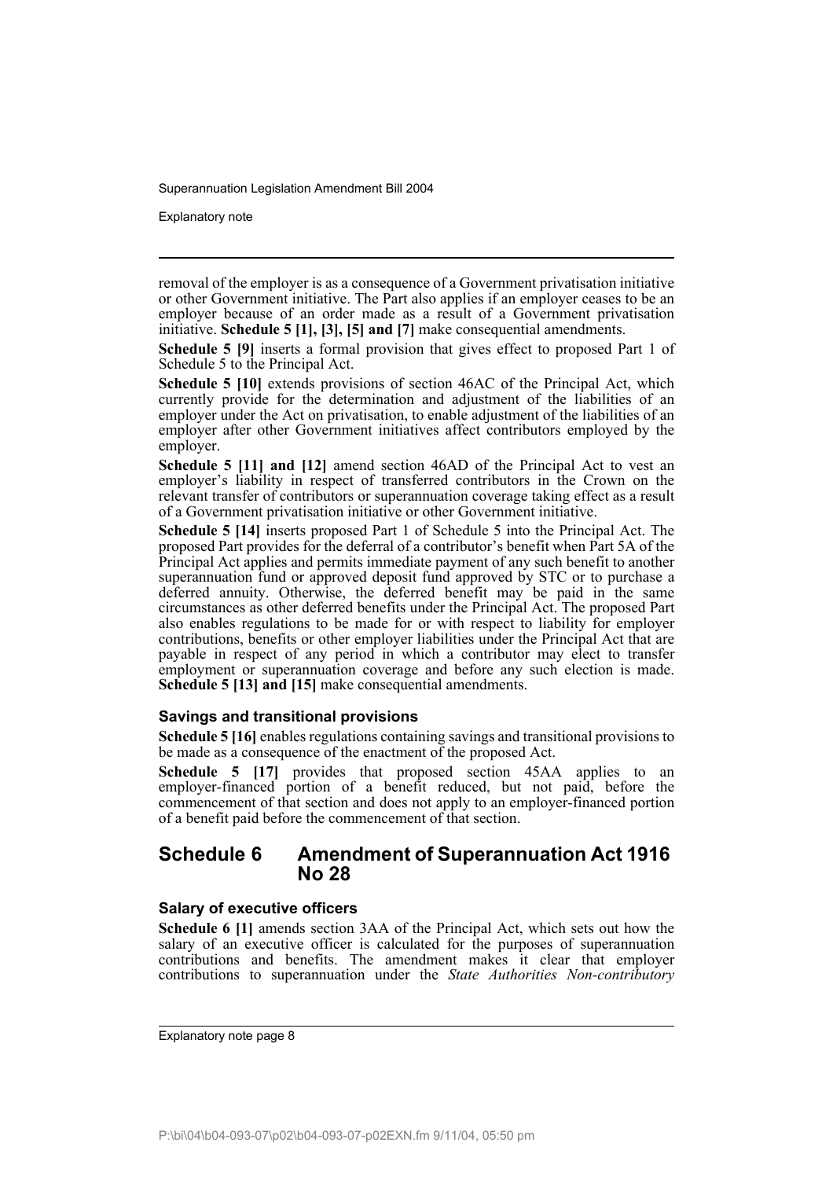removal of the employer is as a consequence of a Government privatisation initiative or other Government initiative. The Part also applies if an employer ceases to be an employer because of an order made as a result of a Government privatisation initiative. **Schedule 5 [1], [3], [5] and [7]** make consequential amendments.

**Schedule 5 [9]** inserts a formal provision that gives effect to proposed Part 1 of Schedule 5 to the Principal Act.

**Schedule 5 [10]** extends provisions of section 46AC of the Principal Act, which currently provide for the determination and adjustment of the liabilities of an employer under the Act on privatisation, to enable adjustment of the liabilities of an employer after other Government initiatives affect contributors employed by the employer.

**Schedule 5 [11] and [12]** amend section 46AD of the Principal Act to vest an employer's liability in respect of transferred contributors in the Crown on the relevant transfer of contributors or superannuation coverage taking effect as a result of a Government privatisation initiative or other Government initiative.

**Schedule 5 [14]** inserts proposed Part 1 of Schedule 5 into the Principal Act. The proposed Part provides for the deferral of a contributor's benefit when Part 5A of the Principal Act applies and permits immediate payment of any such benefit to another superannuation fund or approved deposit fund approved by STC or to purchase a deferred annuity. Otherwise, the deferred benefit may be paid in the same circumstances as other deferred benefits under the Principal Act. The proposed Part also enables regulations to be made for or with respect to liability for employer contributions, benefits or other employer liabilities under the Principal Act that are payable in respect of any period in which a contributor may elect to transfer employment or superannuation coverage and before any such election is made. **Schedule 5 [13] and [15]** make consequential amendments.

### Savings and transitional provisions

**Schedule 5 [16]** enables regulations containing savings and transitional provisions to be made as a consequence of the enactment of the proposed Act.

**Schedule 5 [17]** provides that proposed section 45AA applies to an employer-financed portion of a benefit reduced, but not paid, before the commencement of that section and does not apply to an employer-financed portion of a benefit paid before the commencement of that section.

## Schedule 6 Amendment of Superannuation Act 1916 No 28

### Salary of executive officers

**Schedule 6 [1]** amends section 3AA of the Principal Act, which sets out how the salary of an executive officer is calculated for the purposes of superannuation contributions and benefits. The amendment makes it clear that employer contributions to superannuation under the *State Authorities Non-contributory*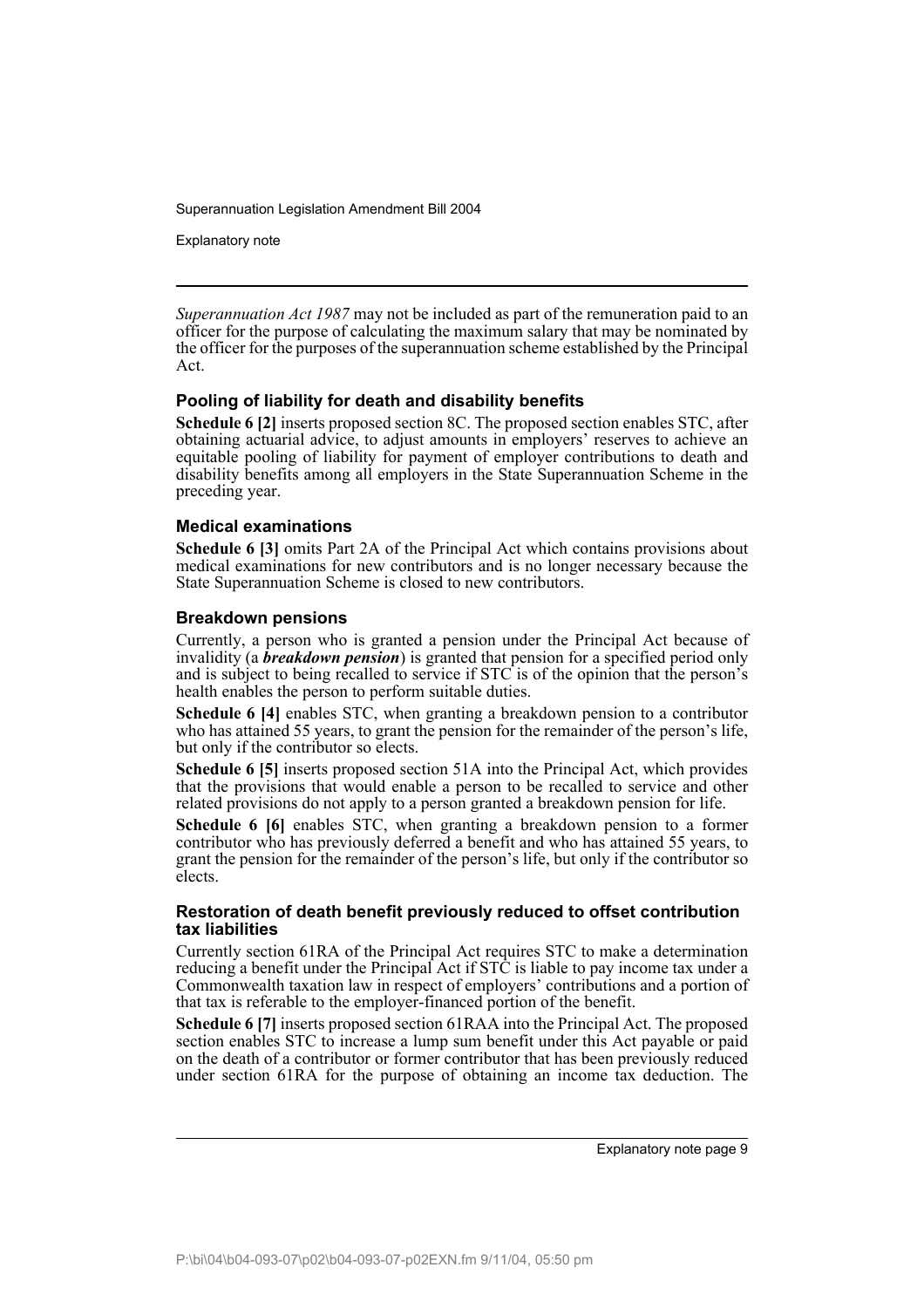*Superannuation Act 1987* may not be included as part of the remuneration paid to an officer for the purpose of calculating the maximum salary that may be nominated by the officer for the purposes of the superannuation scheme established by the Principal Act.

### Pooling of liability for death and disability benefits

**Schedule 6 [2]** inserts proposed section 8C. The proposed section enables STC, after obtaining actuarial advice, to adjust amounts in employers' reserves to achieve an equitable pooling of liability for payment of employer contributions to death and disability benefits among all employers in the State Superannuation Scheme in the preceding year.

### Medical examinations

**Schedule 6 [3]** omits Part 2A of the Principal Act which contains provisions about medical examinations for new contributors and is no longer necessary because the State Superannuation Scheme is closed to new contributors.

### Breakdown pensions

Currently, a person who is granted a pension under the Principal Act because of invalidity (a ***breakdown pension***) is granted that pension for a specified period only and is subject to being recalled to service if STC is of the opinion that the person's health enables the person to perform suitable duties.

**Schedule 6 [4]** enables STC, when granting a breakdown pension to a contributor who has attained 55 years, to grant the pension for the remainder of the person's life, but only if the contributor so elects.

**Schedule 6 [5]** inserts proposed section 51A into the Principal Act, which provides that the provisions that would enable a person to be recalled to service and other related provisions do not apply to a person granted a breakdown pension for life.

**Schedule 6 [6]** enables STC, when granting a breakdown pension to a former contributor who has previously deferred a benefit and who has attained 55 years, to grant the pension for the remainder of the person's life, but only if the contributor so elects.

### Restoration of death benefit previously reduced to offset contribution tax liabilities

Currently section 61RA of the Principal Act requires STC to make a determination reducing a benefit under the Principal Act if STC is liable to pay income tax under a Commonwealth taxation law in respect of employers' contributions and a portion of that tax is referable to the employer-financed portion of the benefit.

**Schedule 6 [7]** inserts proposed section 61RAA into the Principal Act. The proposed section enables STC to increase a lump sum benefit under this Act payable or paid on the death of a contributor or former contributor that has been previously reduced under section 61RA for the purpose of obtaining an income tax deduction. The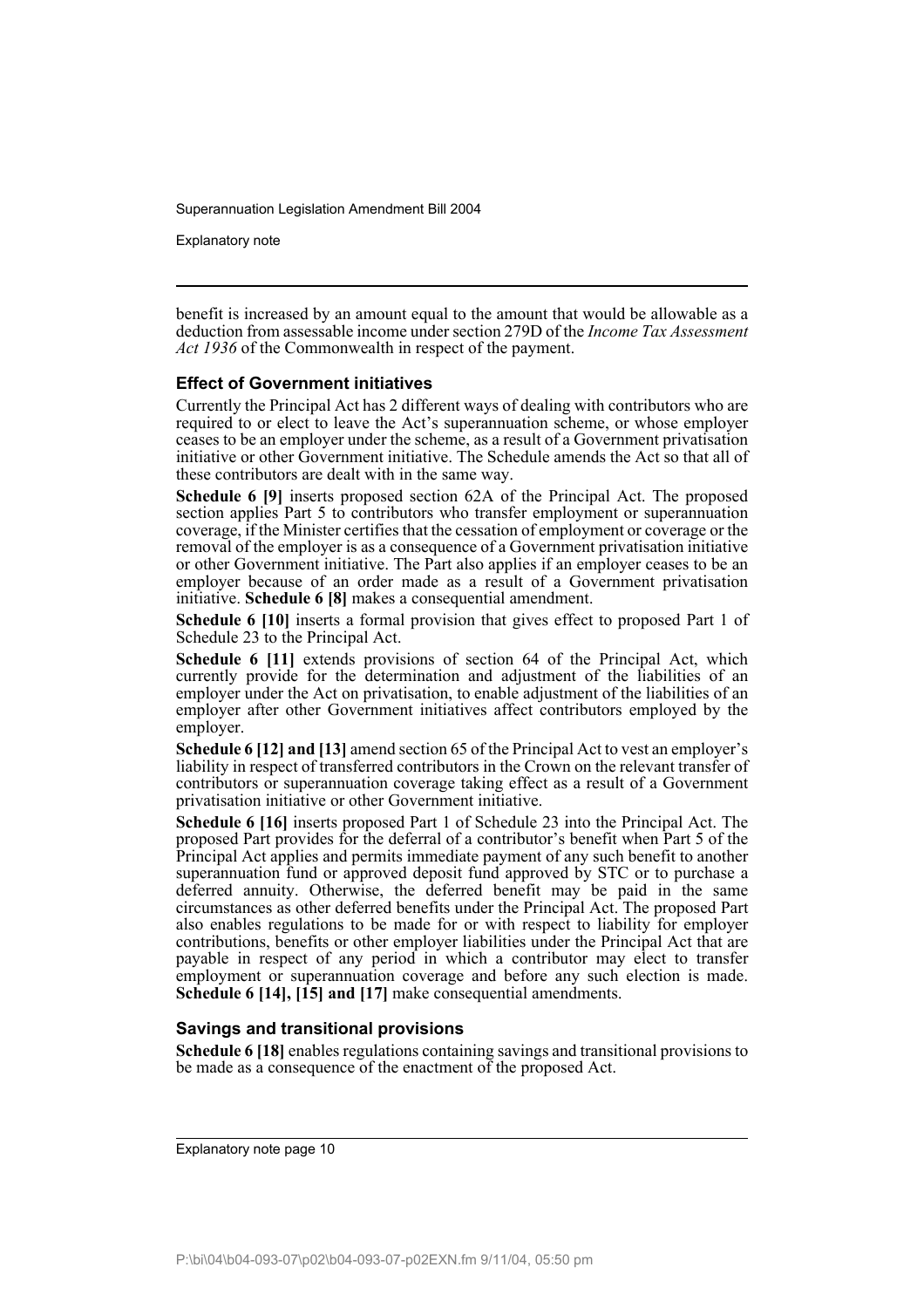benefit is increased by an amount equal to the amount that would be allowable as a deduction from assessable income under section 279D of the *Income Tax Assessment Act 1936* of the Commonwealth in respect of the payment.

### Effect of Government initiatives

Currently the Principal Act has 2 different ways of dealing with contributors who are required to or elect to leave the Act's superannuation scheme, or whose employer ceases to be an employer under the scheme, as a result of a Government privatisation initiative or other Government initiative. The Schedule amends the Act so that all of these contributors are dealt with in the same way.

**Schedule 6 [9]** inserts proposed section 62A of the Principal Act. The proposed section applies Part 5 to contributors who transfer employment or superannuation coverage, if the Minister certifies that the cessation of employment or coverage or the removal of the employer is as a consequence of a Government privatisation initiative or other Government initiative. The Part also applies if an employer ceases to be an employer because of an order made as a result of a Government privatisation initiative. **Schedule 6 [8]** makes a consequential amendment.

**Schedule 6 [10]** inserts a formal provision that gives effect to proposed Part 1 of Schedule 23 to the Principal Act.

**Schedule 6 [11]** extends provisions of section 64 of the Principal Act, which currently provide for the determination and adjustment of the liabilities of an employer under the Act on privatisation, to enable adjustment of the liabilities of an employer after other Government initiatives affect contributors employed by the employer.

**Schedule 6 [12] and [13]** amend section 65 of the Principal Act to vest an employer's liability in respect of transferred contributors in the Crown on the relevant transfer of contributors or superannuation coverage taking effect as a result of a Government privatisation initiative or other Government initiative.

**Schedule 6 [16]** inserts proposed Part 1 of Schedule 23 into the Principal Act. The proposed Part provides for the deferral of a contributor's benefit when Part 5 of the Principal Act applies and permits immediate payment of any such benefit to another superannuation fund or approved deposit fund approved by STC or to purchase a deferred annuity. Otherwise, the deferred benefit may be paid in the same circumstances as other deferred benefits under the Principal Act. The proposed Part also enables regulations to be made for or with respect to liability for employer contributions, benefits or other employer liabilities under the Principal Act that are payable in respect of any period in which a contributor may elect to transfer employment or superannuation coverage and before any such election is made. **Schedule 6 [14], [15] and [17]** make consequential amendments.

### Savings and transitional provisions

**Schedule 6 [18]** enables regulations containing savings and transitional provisions to be made as a consequence of the enactment of the proposed Act.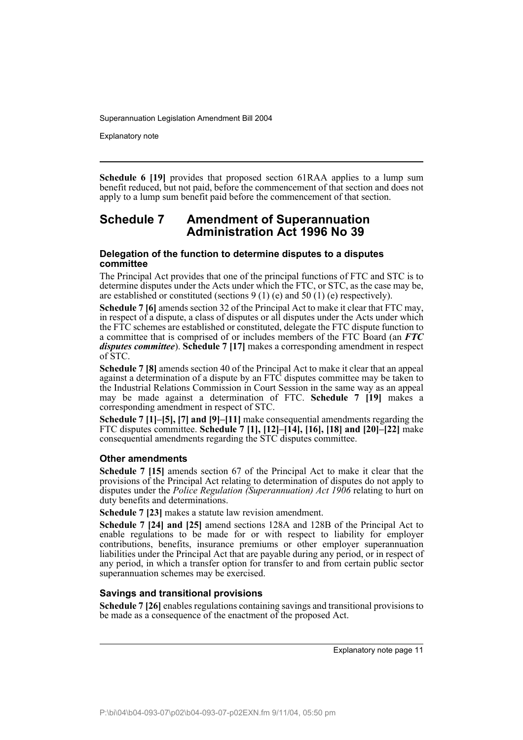**Schedule 6 [19]** provides that proposed section 61RAA applies to a lump sum benefit reduced, but not paid, before the commencement of that section and does not apply to a lump sum benefit paid before the commencement of that section.

## Schedule 7 Amendment of Superannuation Administration Act 1996 No 39

### Delegation of the function to determine disputes to a disputes committee

The Principal Act provides that one of the principal functions of FTC and STC is to determine disputes under the Acts under which the FTC, or STC, as the case may be, are established or constituted (sections 9 (1) (e) and 50 (1) (e) respectively).

**Schedule 7 [6]** amends section 32 of the Principal Act to make it clear that FTC may, in respect of a dispute, a class of disputes or all disputes under the Acts under which the FTC schemes are established or constituted, delegate the FTC dispute function to a committee that is comprised of or includes members of the FTC Board (an ***FTC disputes committee***). **Schedule 7 [17]** makes a corresponding amendment in respect of STC.

**Schedule 7 [8]** amends section 40 of the Principal Act to make it clear that an appeal against a determination of a dispute by an FTC disputes committee may be taken to the Industrial Relations Commission in Court Session in the same way as an appeal may be made against a determination of FTC. **Schedule 7 [19]** makes a corresponding amendment in respect of STC.

**Schedule 7 [1]–[5], [7] and [9]–[11]** make consequential amendments regarding the FTC disputes committee. **Schedule 7 [1], [12]–[14], [16], [18] and [20]–[22]** make consequential amendments regarding the STC disputes committee.

### Other amendments

**Schedule 7 [15]** amends section 67 of the Principal Act to make it clear that the provisions of the Principal Act relating to determination of disputes do not apply to disputes under the *Police Regulation (Superannuation) Act 1906* relating to hurt on duty benefits and determinations.

**Schedule 7 [23]** makes a statute law revision amendment.

**Schedule 7 [24] and [25]** amend sections 128A and 128B of the Principal Act to enable regulations to be made for or with respect to liability for employer contributions, benefits, insurance premiums or other employer superannuation liabilities under the Principal Act that are payable during any period, or in respect of any period, in which a transfer option for transfer to and from certain public sector superannuation schemes may be exercised.

### Savings and transitional provisions

**Schedule 7 [26]** enables regulations containing savings and transitional provisions to be made as a consequence of the enactment of the proposed Act.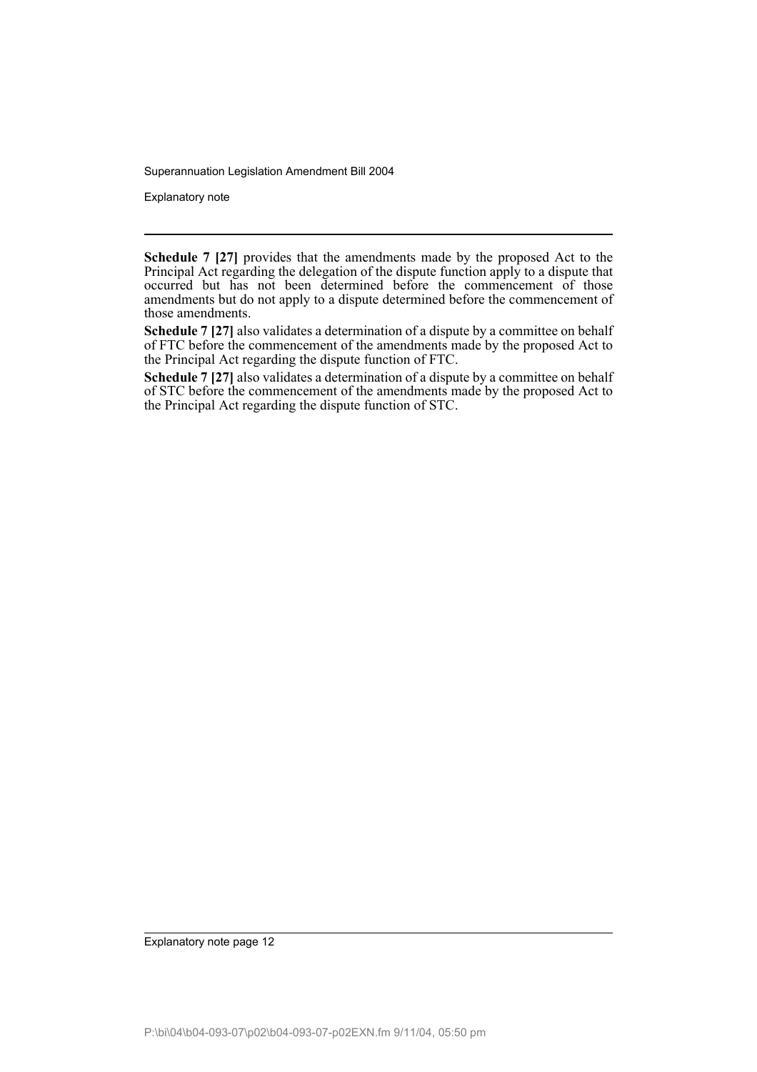**Schedule 7 [27]** provides that the amendments made by the proposed Act to the Principal Act regarding the delegation of the dispute function apply to a dispute that occurred but has not been determined before the commencement of those amendments but do not apply to a dispute determined before the commencement of those amendments.

**Schedule 7 [27]** also validates a determination of a dispute by a committee on behalf of FTC before the commencement of the amendments made by the proposed Act to the Principal Act regarding the dispute function of FTC.

**Schedule 7 [27]** also validates a determination of a dispute by a committee on behalf of STC before the commencement of the amendments made by the proposed Act to the Principal Act regarding the dispute function of STC.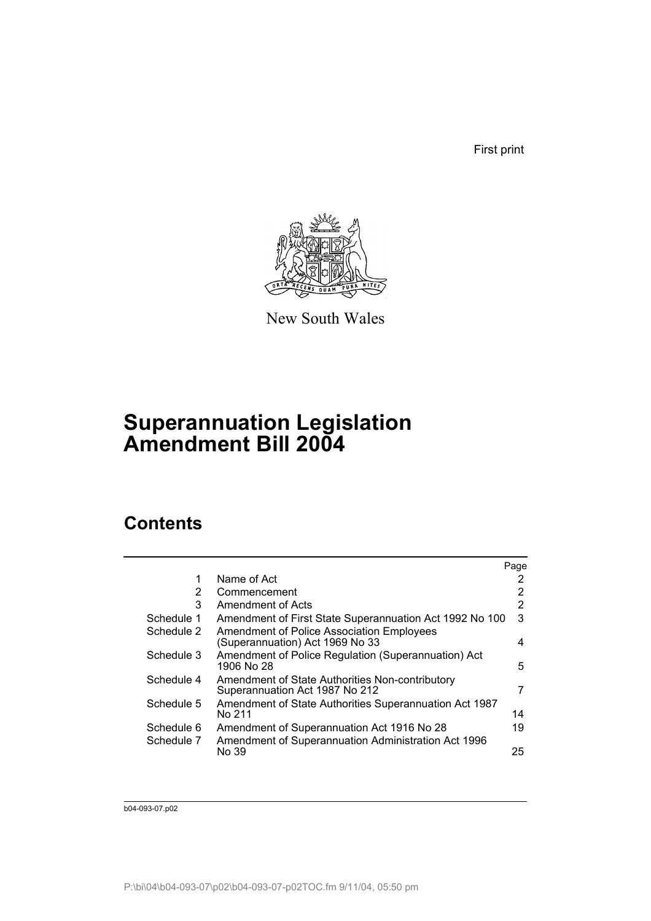First print

New South Wales

# Superannuation Legislation Amendment Bill 2004

## Contents

| | | Page |
|---|---|---|
| 1 | Name of Act | 2 |
| 2 | Commencement | 2 |
| 3 | Amendment of Acts | 2 |
| Schedule 1 | Amendment of First State Superannuation Act 1992 No 100 | 3 |
| Schedule 2 | Amendment of Police Association Employees (Superannuation) Act 1969 No 33 | 4 |
| Schedule 3 | Amendment of Police Regulation (Superannuation) Act 1906 No 28 | 5 |
| Schedule 4 | Amendment of State Authorities Non-contributory Superannuation Act 1987 No 212 | 7 |
| Schedule 5 | Amendment of State Authorities Superannuation Act 1987 No 211 | 14 |
| Schedule 6 | Amendment of Superannuation Act 1916 No 28 | 19 |
| Schedule 7 | Amendment of Superannuation Administration Act 1996 No 39 | 25 |

b04-093-07.p02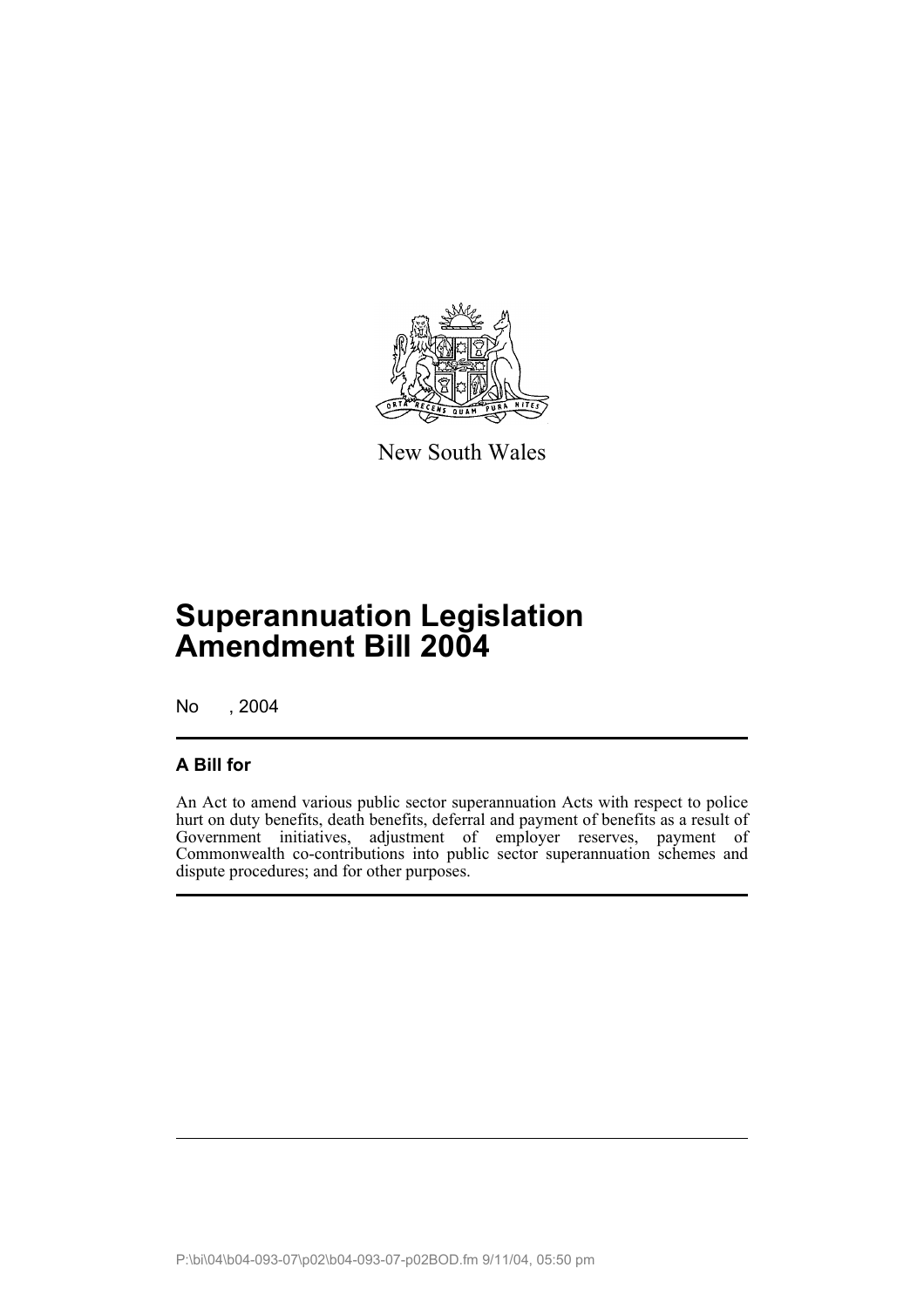New South Wales

# Superannuation Legislation Amendment Bill 2004

No , 2004

## A Bill for

An Act to amend various public sector superannuation Acts with respect to police hurt on duty benefits, death benefits, deferral and payment of benefits as a result of Government initiatives, adjustment of employer reserves, payment of Commonwealth co-contributions into public sector superannuation schemes and dispute procedures; and for other purposes.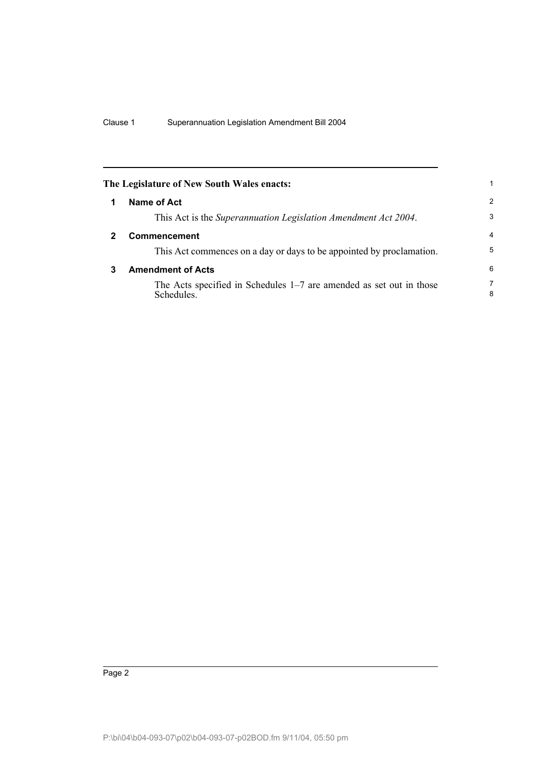The Legislature of New South Wales enacts:

## 1 Name of Act

This Act is the *Superannuation Legislation Amendment Act 2004*.

## 2 Commencement

This Act commences on a day or days to be appointed by proclamation.

## 3 Amendment of Acts

The Acts specified in Schedules 1–7 are amended as set out in those Schedules.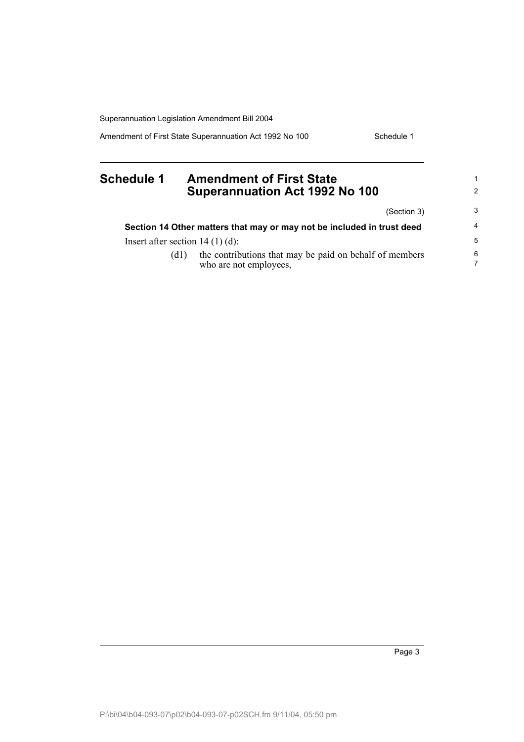## Schedule 1 Amendment of First State Superannuation Act 1992 No 100

(Section 3)

**Section 14 Other matters that may or may not be included in trust deed**

Insert after section 14 (1) (d):

(d1) the contributions that may be paid on behalf of members who are not employees,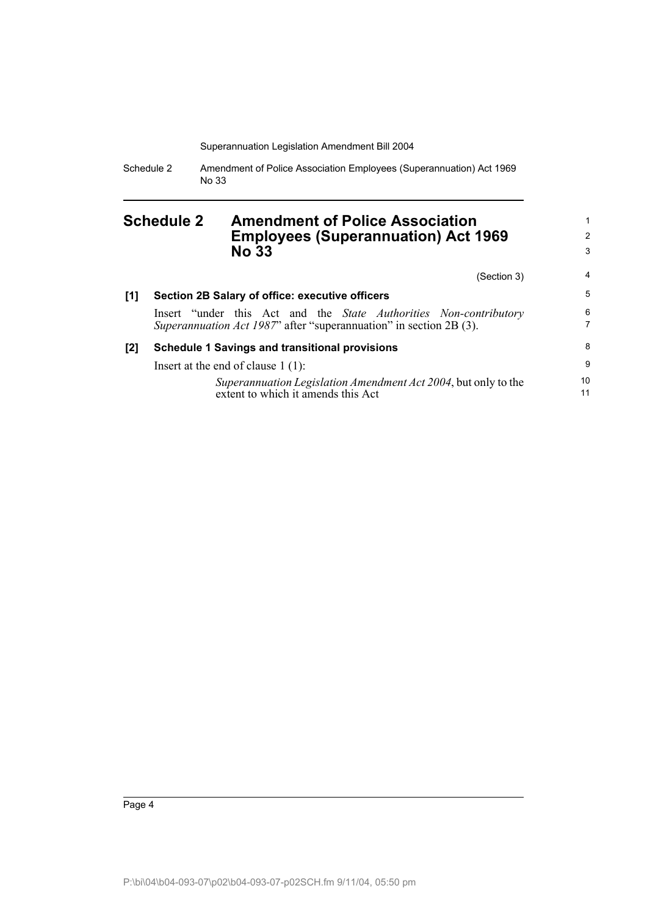# Schedule 2 Amendment of Police Association Employees (Superannuation) Act 1969 No 33

(Section 3)

**[1] Section 2B Salary of office: executive officers**

Insert "under this Act and the *State Authorities Non-contributory Superannuation Act 1987*" after "superannuation" in section 2B (3).

**[2] Schedule 1 Savings and transitional provisions**

Insert at the end of clause 1 (1):

> *Superannuation Legislation Amendment Act 2004*, but only to the extent to which it amends this Act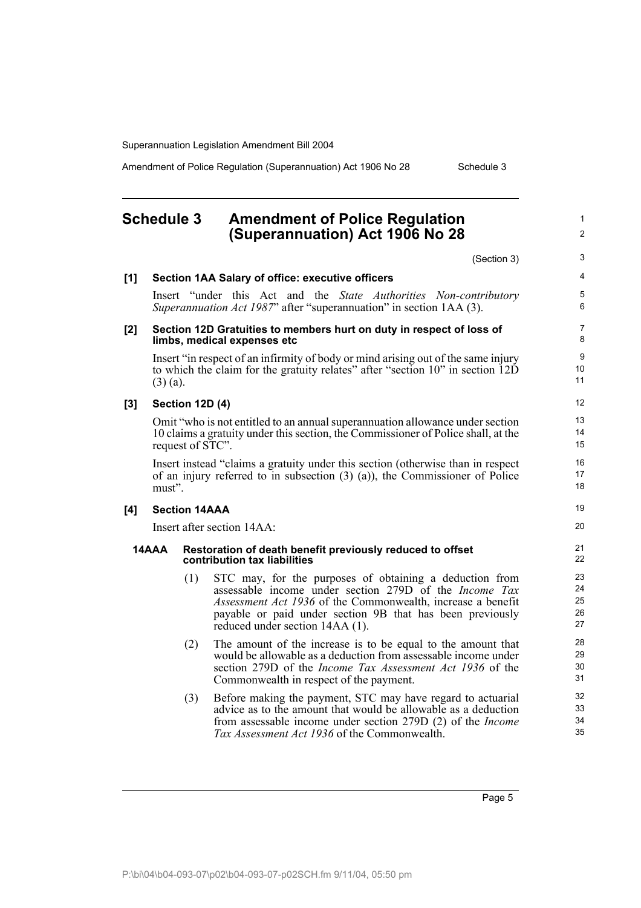## Schedule 3 Amendment of Police Regulation (Superannuation) Act 1906 No 28

(Section 3)

**[1] Section 1AA Salary of office: executive officers**

Insert "under this Act and the *State Authorities Non-contributory Superannuation Act 1987*" after "superannuation" in section 1AA (3).

**[2] Section 12D Gratuities to members hurt on duty in respect of loss of limbs, medical expenses etc**

Insert "in respect of an infirmity of body or mind arising out of the same injury to which the claim for the gratuity relates" after "section 10" in section 12D (3) (a).

**[3] Section 12D (4)**

Omit "who is not entitled to an annual superannuation allowance under section 10 claims a gratuity under this section, the Commissioner of Police shall, at the request of STC".

Insert instead "claims a gratuity under this section (otherwise than in respect of an injury referred to in subsection (3) (a)), the Commissioner of Police must".

**[4] Section 14AAA**

Insert after section 14AA:

**14AAA Restoration of death benefit previously reduced to offset contribution tax liabilities**

(1) STC may, for the purposes of obtaining a deduction from assessable income under section 279D of the *Income Tax Assessment Act 1936* of the Commonwealth, increase a benefit payable or paid under section 9B that has been previously reduced under section 14AA (1).

(2) The amount of the increase is to be equal to the amount that would be allowable as a deduction from assessable income under section 279D of the *Income Tax Assessment Act 1936* of the Commonwealth in respect of the payment.

(3) Before making the payment, STC may have regard to actuarial advice as to the amount that would be allowable as a deduction from assessable income under section 279D (2) of the *Income Tax Assessment Act 1936* of the Commonwealth.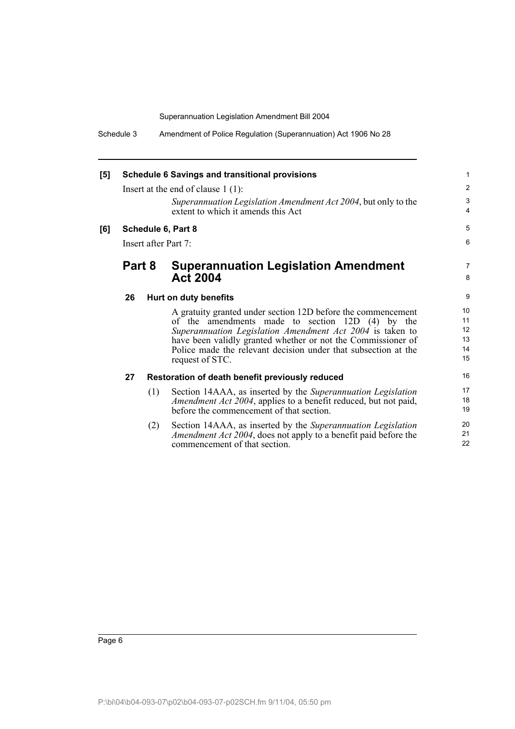**[5] Schedule 6 Savings and transitional provisions**

Insert at the end of clause 1 (1):

*Superannuation Legislation Amendment Act 2004*, but only to the extent to which it amends this Act

**[6] Schedule 6, Part 8**

Insert after Part 7:

## Part 8 Superannuation Legislation Amendment Act 2004

### 26 Hurt on duty benefits

A gratuity granted under section 12D before the commencement of the amendments made to section 12D (4) by the *Superannuation Legislation Amendment Act 2004* is taken to have been validly granted whether or not the Commissioner of Police made the relevant decision under that subsection at the request of STC.

### 27 Restoration of death benefit previously reduced

(1) Section 14AAA, as inserted by the *Superannuation Legislation Amendment Act 2004*, applies to a benefit reduced, but not paid, before the commencement of that section.

(2) Section 14AAA, as inserted by the *Superannuation Legislation Amendment Act 2004*, does not apply to a benefit paid before the commencement of that section.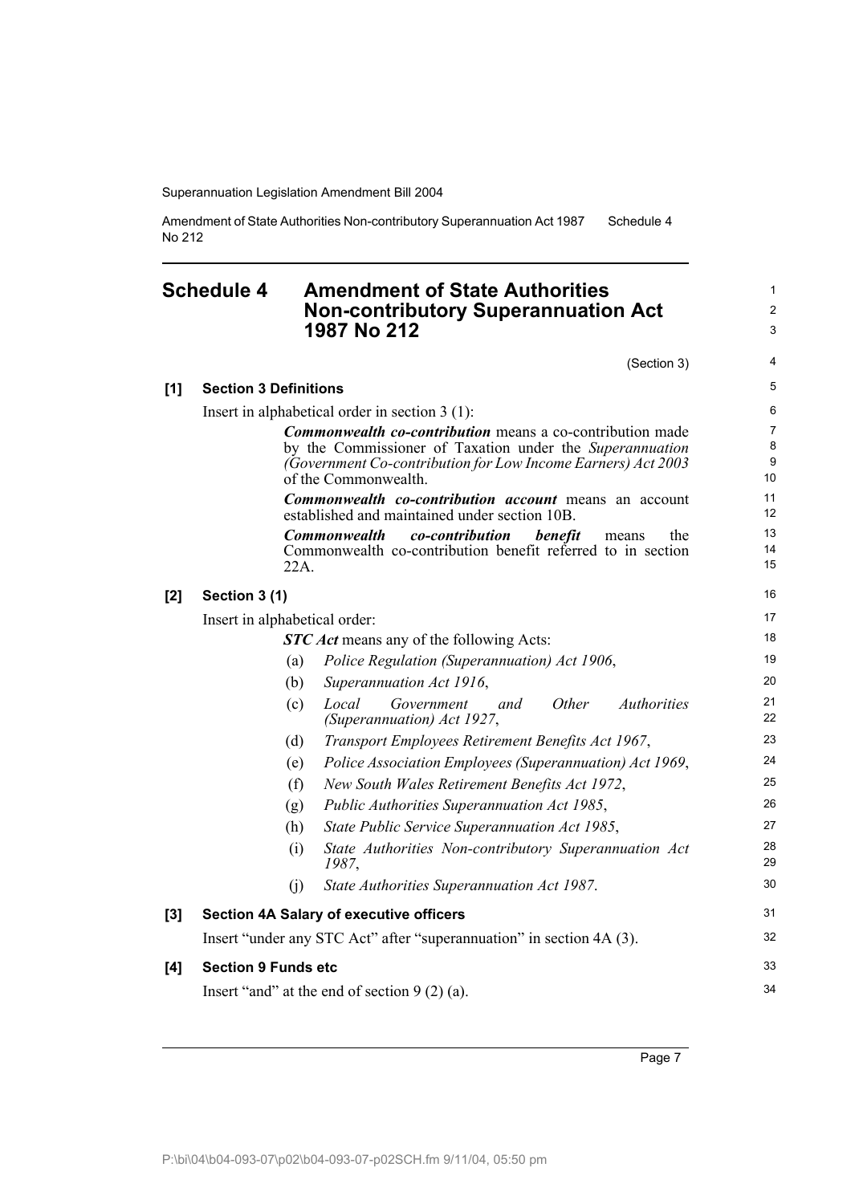## Schedule 4 Amendment of State Authorities Non-contributory Superannuation Act 1987 No 212

(Section 3)

**[1] Section 3 Definitions**

Insert in alphabetical order in section 3 (1):

> ***Commonwealth co-contribution*** means a co-contribution made by the Commissioner of Taxation under the *Superannuation (Government Co-contribution for Low Income Earners) Act 2003* of the Commonwealth.
>
> ***Commonwealth co-contribution account*** means an account established and maintained under section 10B.
>
> ***Commonwealth co-contribution benefit*** means the Commonwealth co-contribution benefit referred to in section 22A.

**[2] Section 3 (1)**

Insert in alphabetical order:

> ***STC Act*** means any of the following Acts:
>
> (a) *Police Regulation (Superannuation) Act 1906*,
>
> (b) *Superannuation Act 1916*,
>
> (c) *Local Government and Other Authorities (Superannuation) Act 1927*,
>
> (d) *Transport Employees Retirement Benefits Act 1967*,
>
> (e) *Police Association Employees (Superannuation) Act 1969*,
>
> (f) *New South Wales Retirement Benefits Act 1972*,
>
> (g) *Public Authorities Superannuation Act 1985*,
>
> (h) *State Public Service Superannuation Act 1985*,
>
> (i) *State Authorities Non-contributory Superannuation Act 1987*,
>
> (j) *State Authorities Superannuation Act 1987*.

**[3] Section 4A Salary of executive officers**

Insert "under any STC Act" after "superannuation" in section 4A (3).

**[4] Section 9 Funds etc**

Insert "and" at the end of section 9 (2) (a).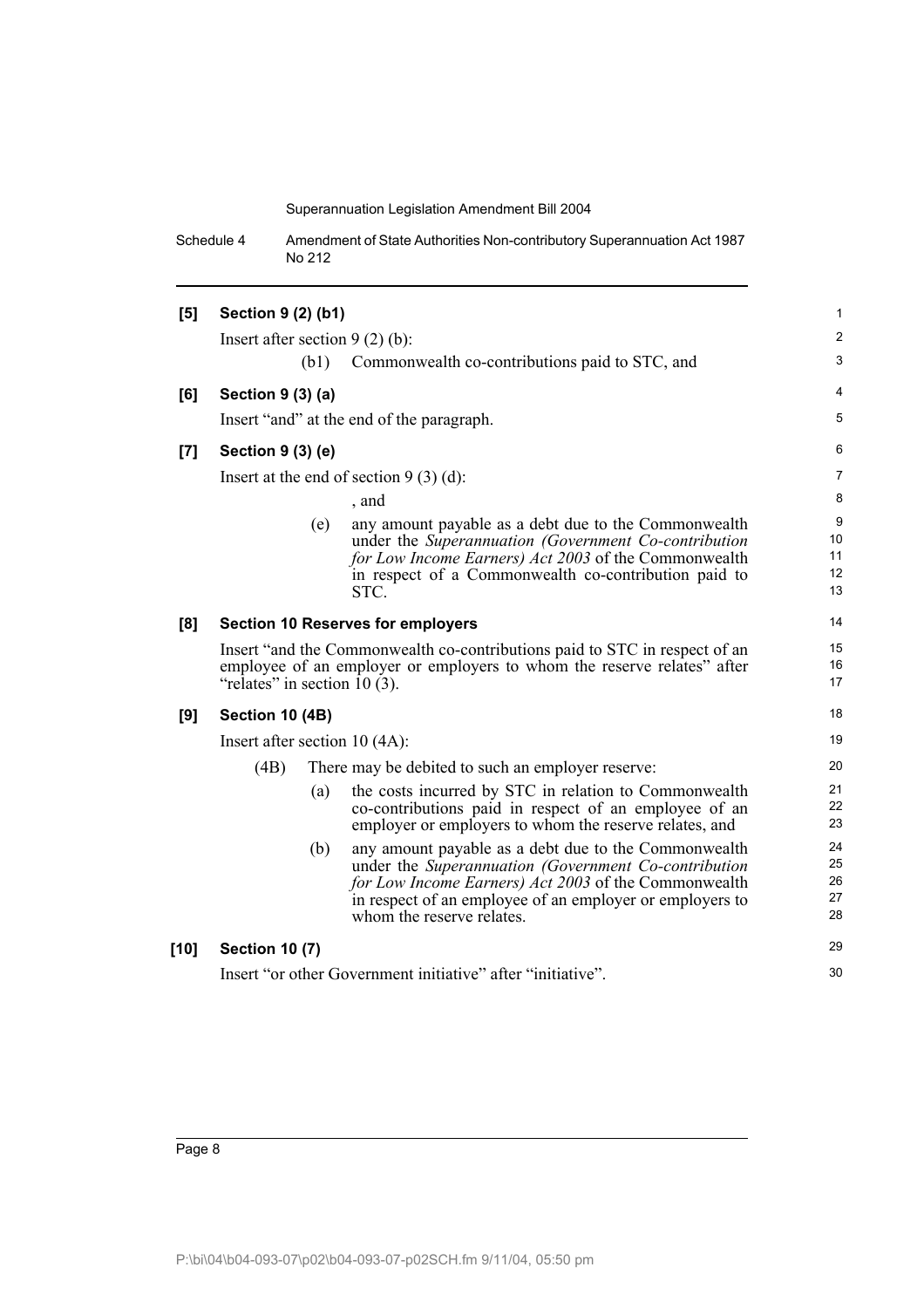**[5] Section 9 (2) (b1)**

Insert after section 9 (2) (b):

(b1) Commonwealth co-contributions paid to STC, and

**[6] Section 9 (3) (a)**

Insert "and" at the end of the paragraph.

**[7] Section 9 (3) (e)**

Insert at the end of section 9 (3) (d):

, and

(e) any amount payable as a debt due to the Commonwealth under the *Superannuation (Government Co-contribution for Low Income Earners) Act 2003* of the Commonwealth in respect of a Commonwealth co-contribution paid to STC.

**[8] Section 10 Reserves for employers**

Insert "and the Commonwealth co-contributions paid to STC in respect of an employee of an employer or employers to whom the reserve relates" after "relates" in section 10 (3).

**[9] Section 10 (4B)**

Insert after section 10 (4A):

(4B) There may be debited to such an employer reserve:

(a) the costs incurred by STC in relation to Commonwealth co-contributions paid in respect of an employee of an employer or employers to whom the reserve relates, and

(b) any amount payable as a debt due to the Commonwealth under the *Superannuation (Government Co-contribution for Low Income Earners) Act 2003* of the Commonwealth in respect of an employee of an employer or employers to whom the reserve relates.

**[10] Section 10 (7)**

Insert "or other Government initiative" after "initiative".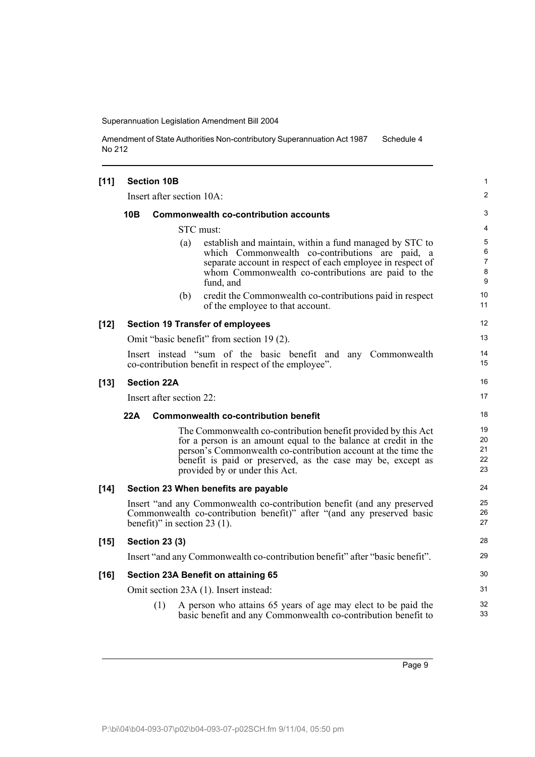**[11] Section 10B**

Insert after section 10A:

**10B Commonwealth co-contribution accounts**

STC must:

(a) establish and maintain, within a fund managed by STC to which Commonwealth co-contributions are paid, a separate account in respect of each employee in respect of whom Commonwealth co-contributions are paid to the fund, and

(b) credit the Commonwealth co-contributions paid in respect of the employee to that account.

**[12] Section 19 Transfer of employees**

Omit "basic benefit" from section 19 (2).

Insert instead "sum of the basic benefit and any Commonwealth co-contribution benefit in respect of the employee".

**[13] Section 22A**

Insert after section 22:

**22A Commonwealth co-contribution benefit**

The Commonwealth co-contribution benefit provided by this Act for a person is an amount equal to the balance at credit in the person's Commonwealth co-contribution account at the time the benefit is paid or preserved, as the case may be, except as provided by or under this Act.

**[14] Section 23 When benefits are payable**

Insert "and any Commonwealth co-contribution benefit (and any preserved Commonwealth co-contribution benefit)" after "(and any preserved basic benefit)" in section 23 (1).

**[15] Section 23 (3)**

Insert "and any Commonwealth co-contribution benefit" after "basic benefit".

**[16] Section 23A Benefit on attaining 65**

Omit section 23A (1). Insert instead:

(1) A person who attains 65 years of age may elect to be paid the basic benefit and any Commonwealth co-contribution benefit to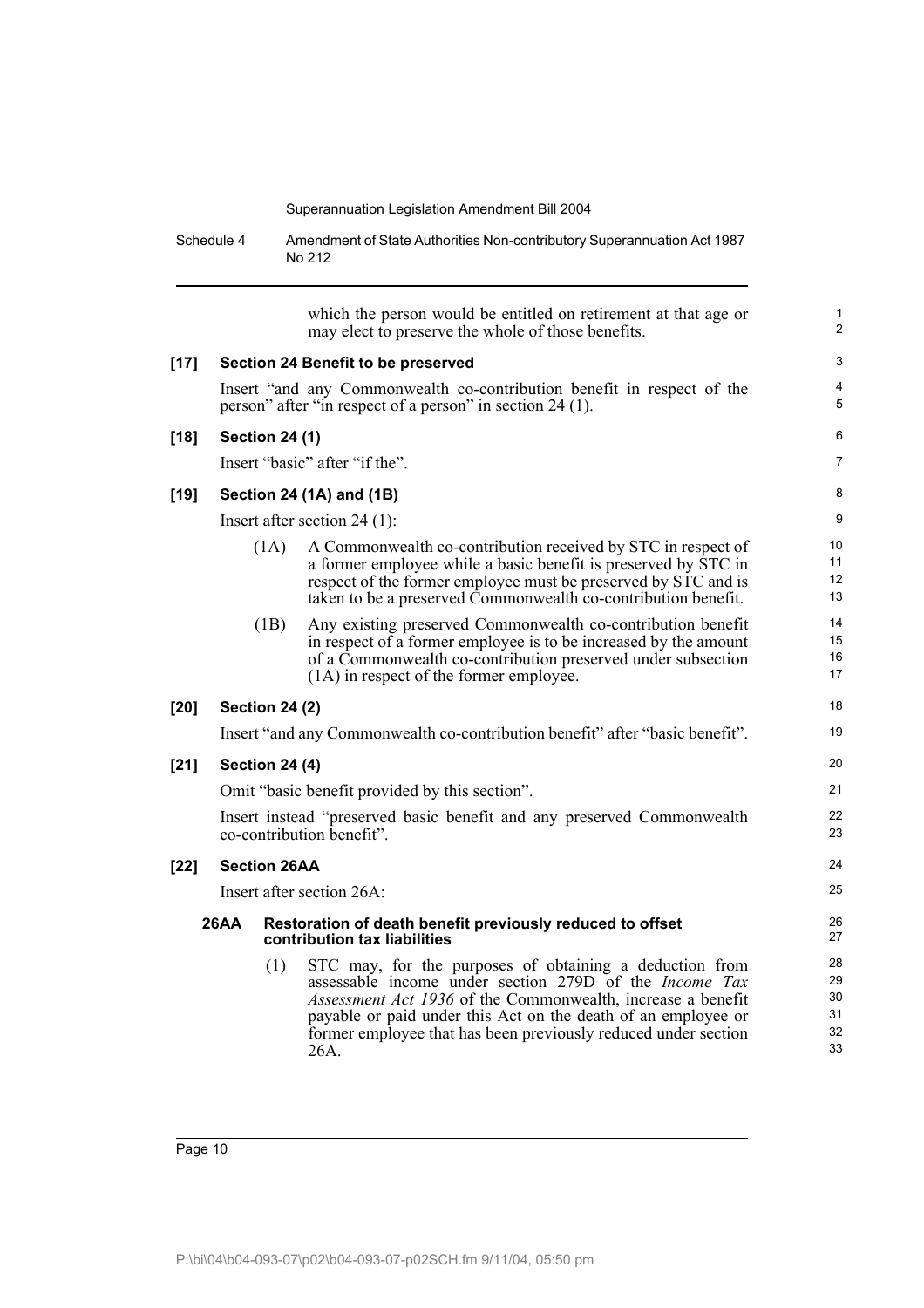which the person would be entitled on retirement at that age or may elect to preserve the whole of those benefits.

**[17] Section 24 Benefit to be preserved**

Insert "and any Commonwealth co-contribution benefit in respect of the person" after "in respect of a person" in section 24 (1).

**[18] Section 24 (1)**

Insert "basic" after "if the".

**[19] Section 24 (1A) and (1B)**

Insert after section 24 (1):

(1A) A Commonwealth co-contribution received by STC in respect of a former employee while a basic benefit is preserved by STC in respect of the former employee must be preserved by STC and is taken to be a preserved Commonwealth co-contribution benefit.

(1B) Any existing preserved Commonwealth co-contribution benefit in respect of a former employee is to be increased by the amount of a Commonwealth co-contribution preserved under subsection (1A) in respect of the former employee.

**[20] Section 24 (2)**

Insert "and any Commonwealth co-contribution benefit" after "basic benefit".

**[21] Section 24 (4)**

Omit "basic benefit provided by this section".

Insert instead "preserved basic benefit and any preserved Commonwealth co-contribution benefit".

**[22] Section 26AA**

Insert after section 26A:

**26AA Restoration of death benefit previously reduced to offset contribution tax liabilities**

(1) STC may, for the purposes of obtaining a deduction from assessable income under section 279D of the *Income Tax Assessment Act 1936* of the Commonwealth, increase a benefit payable or paid under this Act on the death of an employee or former employee that has been previously reduced under section 26A.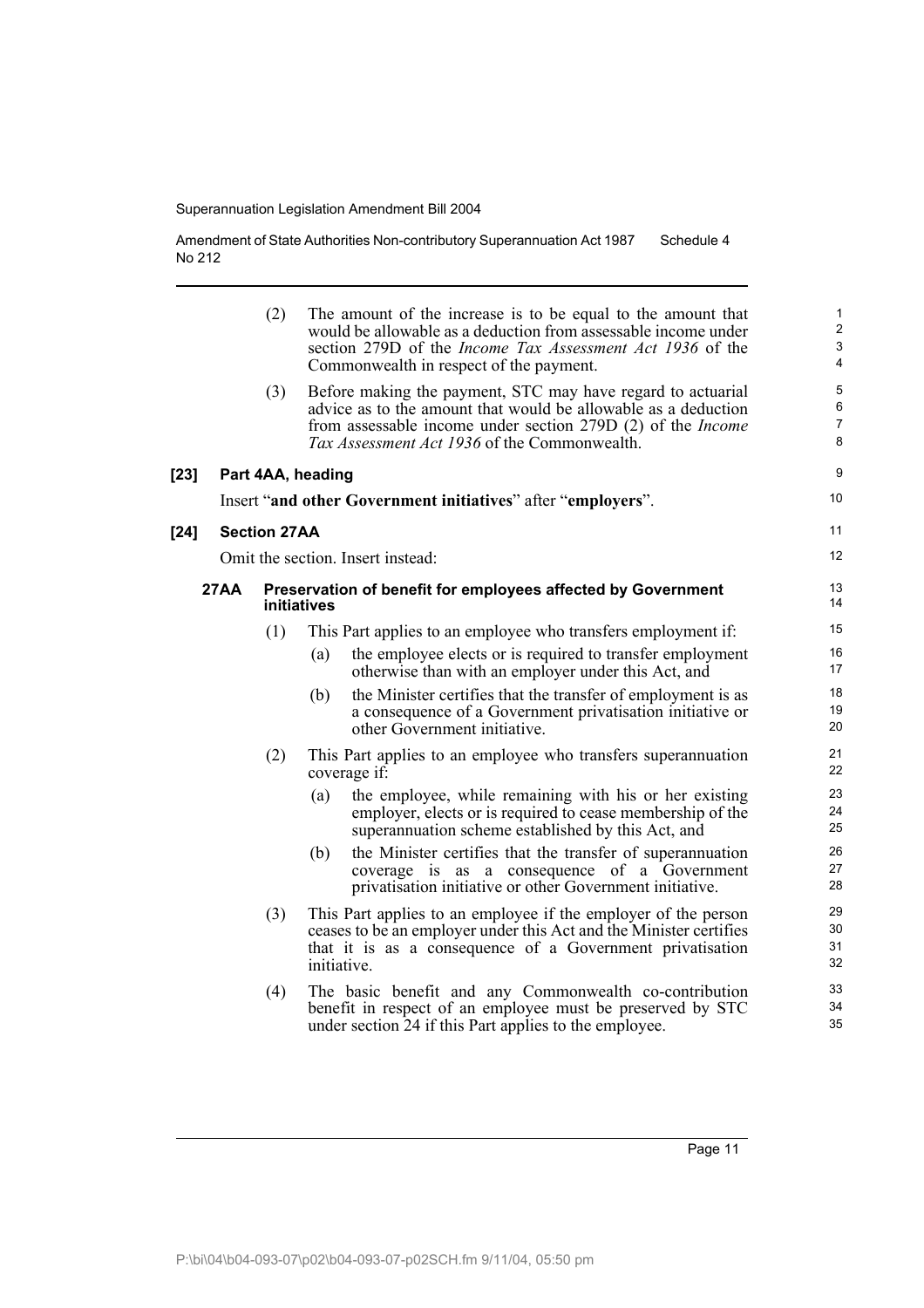(2) The amount of the increase is to be equal to the amount that would be allowable as a deduction from assessable income under section 279D of the *Income Tax Assessment Act 1936* of the Commonwealth in respect of the payment.

(3) Before making the payment, STC may have regard to actuarial advice as to the amount that would be allowable as a deduction from assessable income under section 279D (2) of the *Income Tax Assessment Act 1936* of the Commonwealth.

**[23] Part 4AA, heading**

Insert "**and other Government initiatives**" after "**employers**".

**[24] Section 27AA**

Omit the section. Insert instead:

**27AA Preservation of benefit for employees affected by Government initiatives**

(1) This Part applies to an employee who transfers employment if:

(a) the employee elects or is required to transfer employment otherwise than with an employer under this Act, and

(b) the Minister certifies that the transfer of employment is as a consequence of a Government privatisation initiative or other Government initiative.

(2) This Part applies to an employee who transfers superannuation coverage if:

(a) the employee, while remaining with his or her existing employer, elects or is required to cease membership of the superannuation scheme established by this Act, and

(b) the Minister certifies that the transfer of superannuation coverage is as a consequence of a Government privatisation initiative or other Government initiative.

(3) This Part applies to an employee if the employer of the person ceases to be an employer under this Act and the Minister certifies that it is as a consequence of a Government privatisation initiative.

(4) The basic benefit and any Commonwealth co-contribution benefit in respect of an employee must be preserved by STC under section 24 if this Part applies to the employee.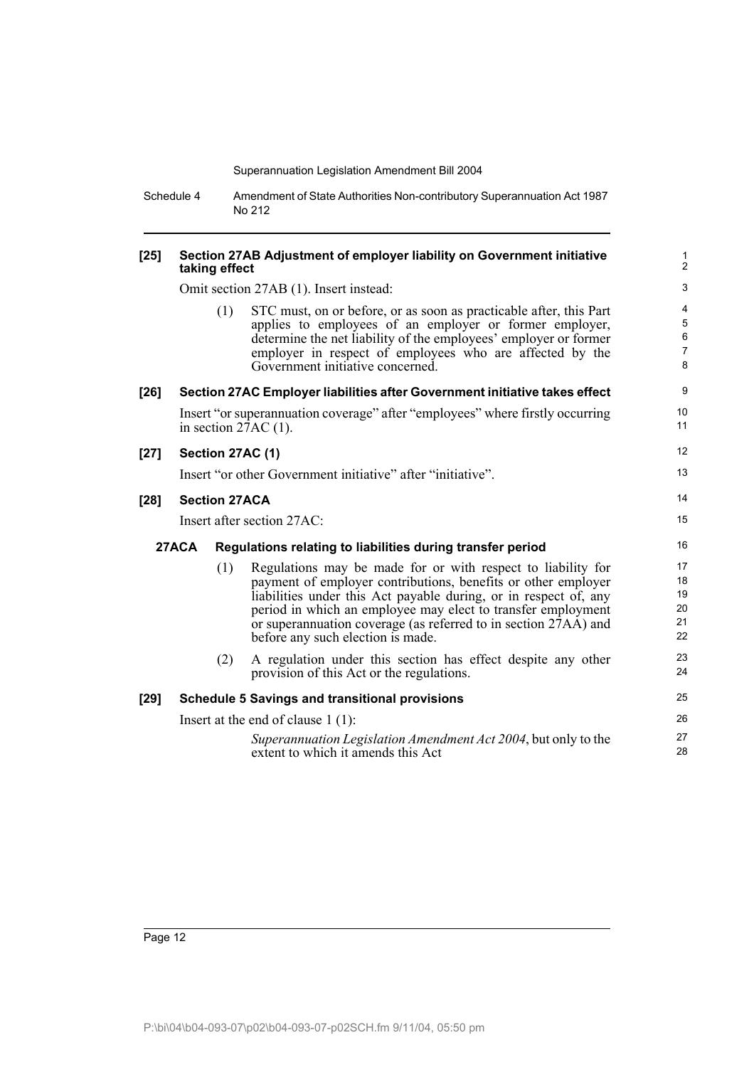**[25] Section 27AB Adjustment of employer liability on Government initiative taking effect**

Omit section 27AB (1). Insert instead:

(1) STC must, on or before, or as soon as practicable after, this Part applies to employees of an employer or former employer, determine the net liability of the employees' employer or former employer in respect of employees who are affected by the Government initiative concerned.

**[26] Section 27AC Employer liabilities after Government initiative takes effect**

Insert "or superannuation coverage" after "employees" where firstly occurring in section 27AC (1).

**[27] Section 27AC (1)**

Insert "or other Government initiative" after "initiative".

**[28] Section 27ACA**

Insert after section 27AC:

**27ACA Regulations relating to liabilities during transfer period**

(1) Regulations may be made for or with respect to liability for payment of employer contributions, benefits or other employer liabilities under this Act payable during, or in respect of, any period in which an employee may elect to transfer employment or superannuation coverage (as referred to in section 27AA) and before any such election is made.

(2) A regulation under this section has effect despite any other provision of this Act or the regulations.

**[29] Schedule 5 Savings and transitional provisions**

Insert at the end of clause 1 (1):

*Superannuation Legislation Amendment Act 2004*, but only to the extent to which it amends this Act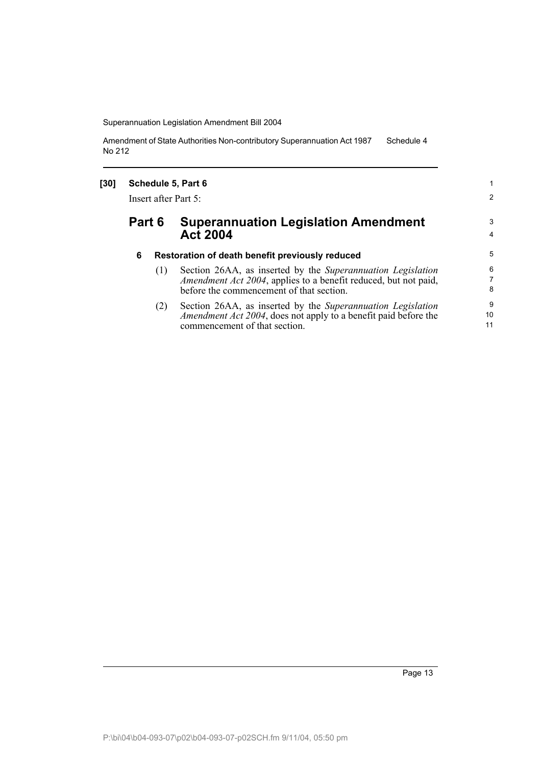**[30] Schedule 5, Part 6**

Insert after Part 5:

## Part 6 Superannuation Legislation Amendment Act 2004

### 6 Restoration of death benefit previously reduced

(1) Section 26AA, as inserted by the *Superannuation Legislation Amendment Act 2004*, applies to a benefit reduced, but not paid, before the commencement of that section.

(2) Section 26AA, as inserted by the *Superannuation Legislation Amendment Act 2004*, does not apply to a benefit paid before the commencement of that section.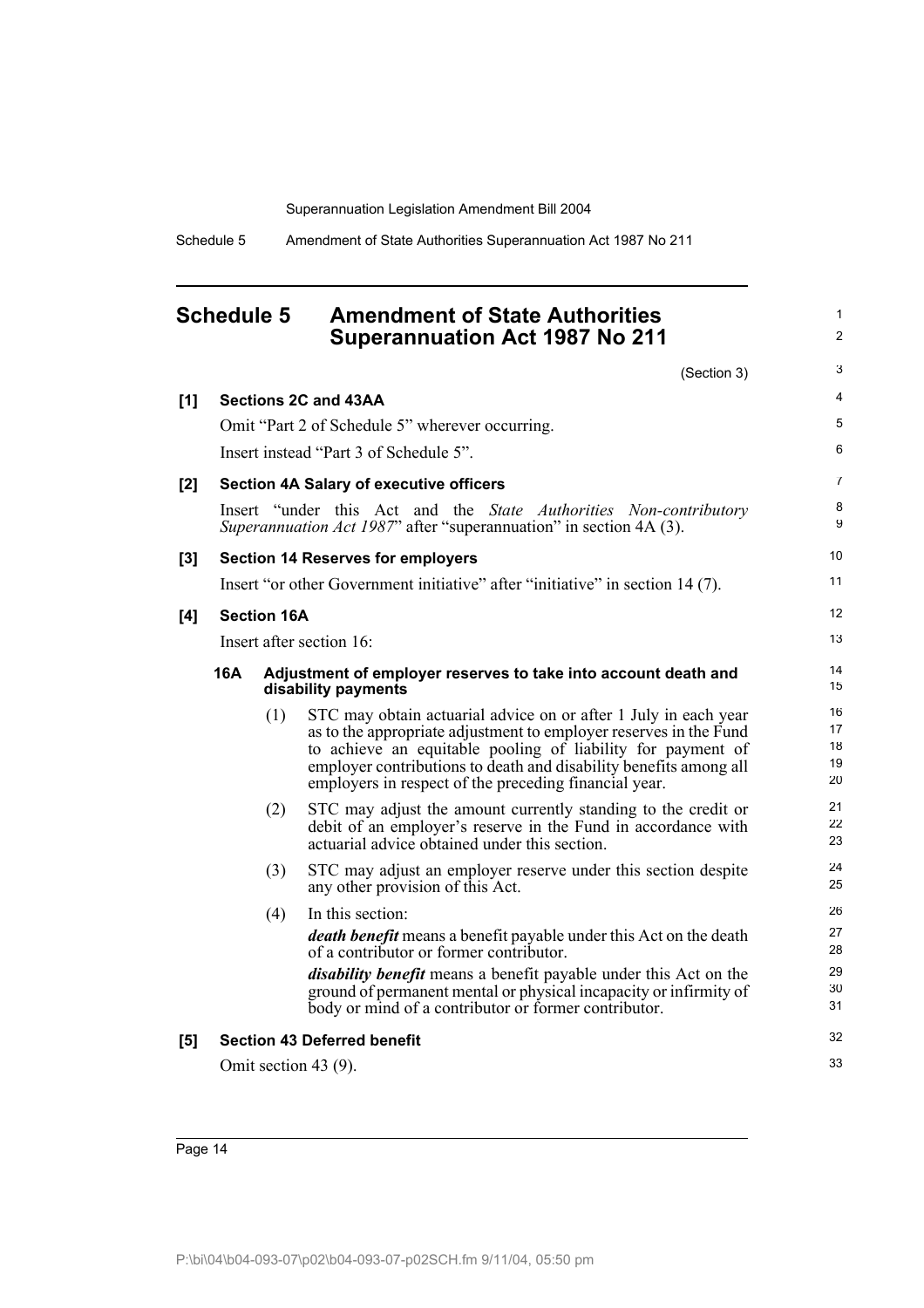## Schedule 5 Amendment of State Authorities Superannuation Act 1987 No 211

(Section 3)

**[1] Sections 2C and 43AA**

Omit "Part 2 of Schedule 5" wherever occurring.

Insert instead "Part 3 of Schedule 5".

**[2] Section 4A Salary of executive officers**

Insert "under this Act and the *State Authorities Non-contributory Superannuation Act 1987*" after "superannuation" in section 4A (3).

**[3] Section 14 Reserves for employers**

Insert "or other Government initiative" after "initiative" in section 14 (7).

**[4] Section 16A**

Insert after section 16:

**16A Adjustment of employer reserves to take into account death and disability payments**

(1) STC may obtain actuarial advice on or after 1 July in each year as to the appropriate adjustment to employer reserves in the Fund to achieve an equitable pooling of liability for payment of employer contributions to death and disability benefits among all employers in respect of the preceding financial year.

(2) STC may adjust the amount currently standing to the credit or debit of an employer's reserve in the Fund in accordance with actuarial advice obtained under this section.

(3) STC may adjust an employer reserve under this section despite any other provision of this Act.

(4) In this section:

***death benefit*** means a benefit payable under this Act on the death of a contributor or former contributor.

***disability benefit*** means a benefit payable under this Act on the ground of permanent mental or physical incapacity or infirmity of body or mind of a contributor or former contributor.

**[5] Section 43 Deferred benefit**

Omit section 43 (9).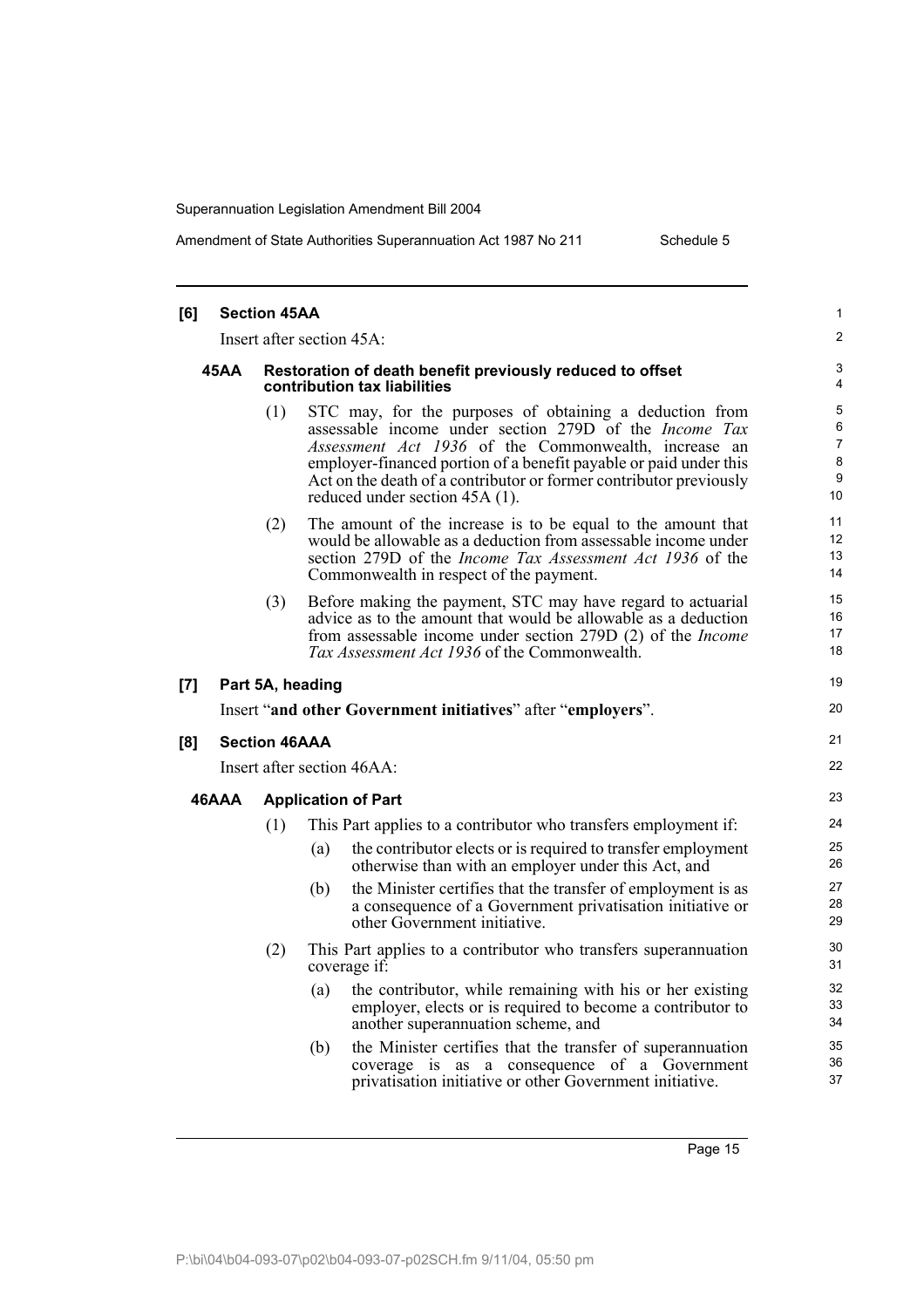**[6] Section 45AA**

Insert after section 45A:

**45AA Restoration of death benefit previously reduced to offset contribution tax liabilities**

(1) STC may, for the purposes of obtaining a deduction from assessable income under section 279D of the *Income Tax Assessment Act 1936* of the Commonwealth, increase an employer-financed portion of a benefit payable or paid under this Act on the death of a contributor or former contributor previously reduced under section 45A (1).

(2) The amount of the increase is to be equal to the amount that would be allowable as a deduction from assessable income under section 279D of the *Income Tax Assessment Act 1936* of the Commonwealth in respect of the payment.

(3) Before making the payment, STC may have regard to actuarial advice as to the amount that would be allowable as a deduction from assessable income under section 279D (2) of the *Income Tax Assessment Act 1936* of the Commonwealth.

**[7] Part 5A, heading**

Insert "**and other Government initiatives**" after "**employers**".

**[8] Section 46AAA**

Insert after section 46AA:

**46AAA Application of Part**

(1) This Part applies to a contributor who transfers employment if:

(a) the contributor elects or is required to transfer employment otherwise than with an employer under this Act, and

(b) the Minister certifies that the transfer of employment is as a consequence of a Government privatisation initiative or other Government initiative.

(2) This Part applies to a contributor who transfers superannuation coverage if:

(a) the contributor, while remaining with his or her existing employer, elects or is required to become a contributor to another superannuation scheme, and

(b) the Minister certifies that the transfer of superannuation coverage is as a consequence of a Government privatisation initiative or other Government initiative.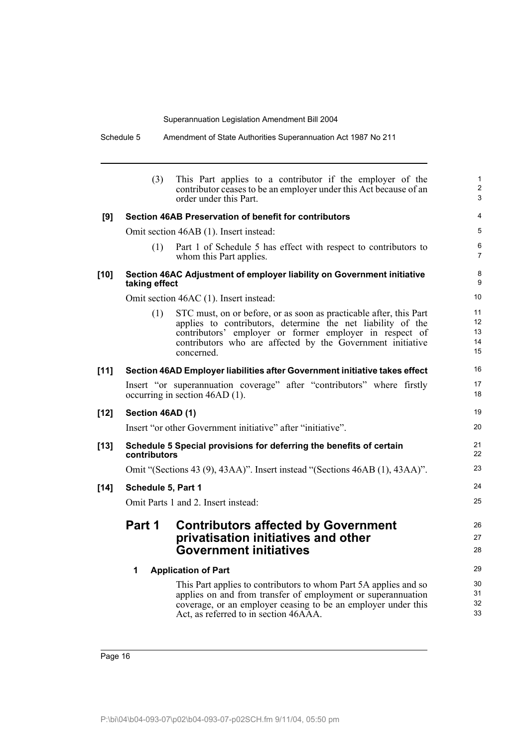(3) This Part applies to a contributor if the employer of the contributor ceases to be an employer under this Act because of an order under this Part.

**[9] Section 46AB Preservation of benefit for contributors**

Omit section 46AB (1). Insert instead:

(1) Part 1 of Schedule 5 has effect with respect to contributors to whom this Part applies.

**[10] Section 46AC Adjustment of employer liability on Government initiative taking effect**

Omit section 46AC (1). Insert instead:

(1) STC must, on or before, or as soon as practicable after, this Part applies to contributors, determine the net liability of the contributors' employer or former employer in respect of contributors who are affected by the Government initiative concerned.

**[11] Section 46AD Employer liabilities after Government initiative takes effect**

Insert "or superannuation coverage" after "contributors" where firstly occurring in section 46AD (1).

**[12] Section 46AD (1)**

Insert "or other Government initiative" after "initiative".

**[13] Schedule 5 Special provisions for deferring the benefits of certain contributors**

Omit "(Sections 43 (9), 43AA)". Insert instead "(Sections 46AB (1), 43AA)".

**[14] Schedule 5, Part 1**

Omit Parts 1 and 2. Insert instead:

## Part 1 Contributors affected by Government privatisation initiatives and other Government initiatives

### 1 Application of Part

This Part applies to contributors to whom Part 5A applies and so applies on and from transfer of employment or superannuation coverage, or an employer ceasing to be an employer under this Act, as referred to in section 46AAA.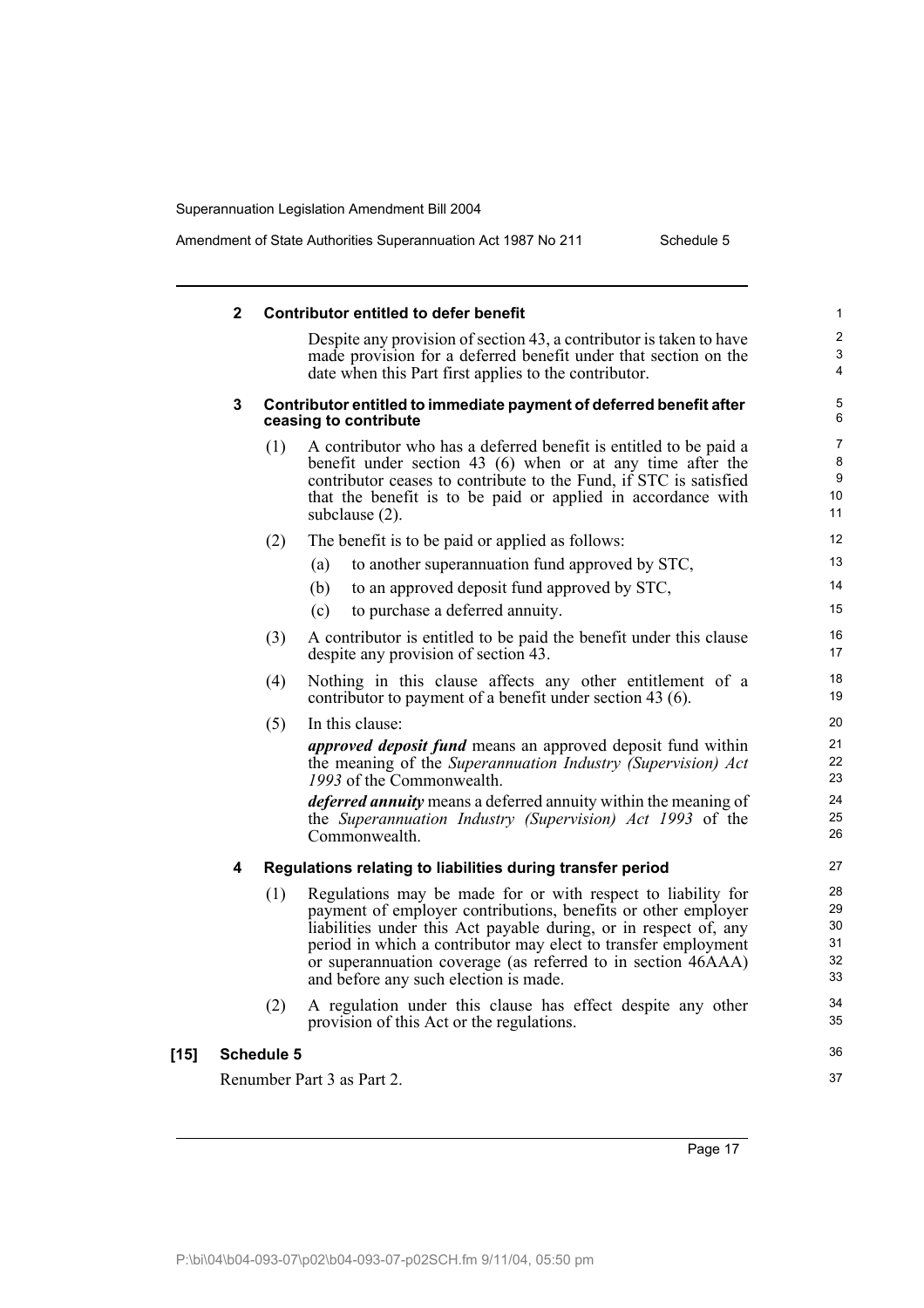### 2 Contributor entitled to defer benefit

Despite any provision of section 43, a contributor is taken to have made provision for a deferred benefit under that section on the date when this Part first applies to the contributor.

### 3 Contributor entitled to immediate payment of deferred benefit after ceasing to contribute

(1) A contributor who has a deferred benefit is entitled to be paid a benefit under section 43 (6) when or at any time after the contributor ceases to contribute to the Fund, if STC is satisfied that the benefit is to be paid or applied in accordance with subclause (2).

(2) The benefit is to be paid or applied as follows:

- (a) to another superannuation fund approved by STC,
- (b) to an approved deposit fund approved by STC,
- (c) to purchase a deferred annuity.

(3) A contributor is entitled to be paid the benefit under this clause despite any provision of section 43.

(4) Nothing in this clause affects any other entitlement of a contributor to payment of a benefit under section 43 (6).

(5) In this clause:

***approved deposit fund*** means an approved deposit fund within the meaning of the *Superannuation Industry (Supervision) Act 1993* of the Commonwealth.

***deferred annuity*** means a deferred annuity within the meaning of the *Superannuation Industry (Supervision) Act 1993* of the Commonwealth.

### 4 Regulations relating to liabilities during transfer period

(1) Regulations may be made for or with respect to liability for payment of employer contributions, benefits or other employer liabilities under this Act payable during, or in respect of, any period in which a contributor may elect to transfer employment or superannuation coverage (as referred to in section 46AAA) and before any such election is made.

(2) A regulation under this clause has effect despite any other provision of this Act or the regulations.

**[15] Schedule 5**

Renumber Part 3 as Part 2.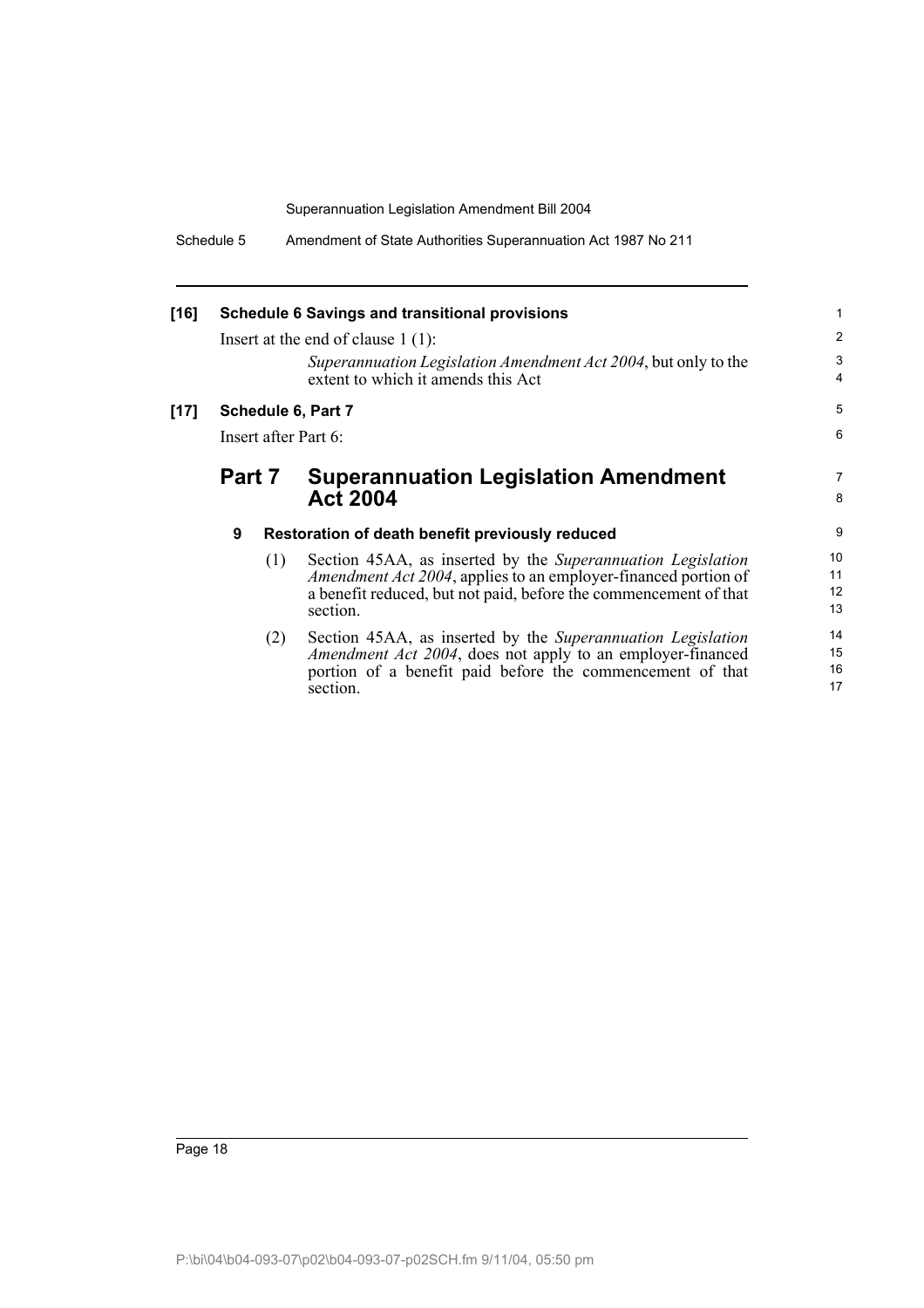**[16] Schedule 6 Savings and transitional provisions**

Insert at the end of clause 1 (1):

*Superannuation Legislation Amendment Act 2004*, but only to the extent to which it amends this Act

**[17] Schedule 6, Part 7**

Insert after Part 6:

## Part 7 Superannuation Legislation Amendment Act 2004

### 9 Restoration of death benefit previously reduced

(1) Section 45AA, as inserted by the *Superannuation Legislation Amendment Act 2004*, applies to an employer-financed portion of a benefit reduced, but not paid, before the commencement of that section.

(2) Section 45AA, as inserted by the *Superannuation Legislation Amendment Act 2004*, does not apply to an employer-financed portion of a benefit paid before the commencement of that section.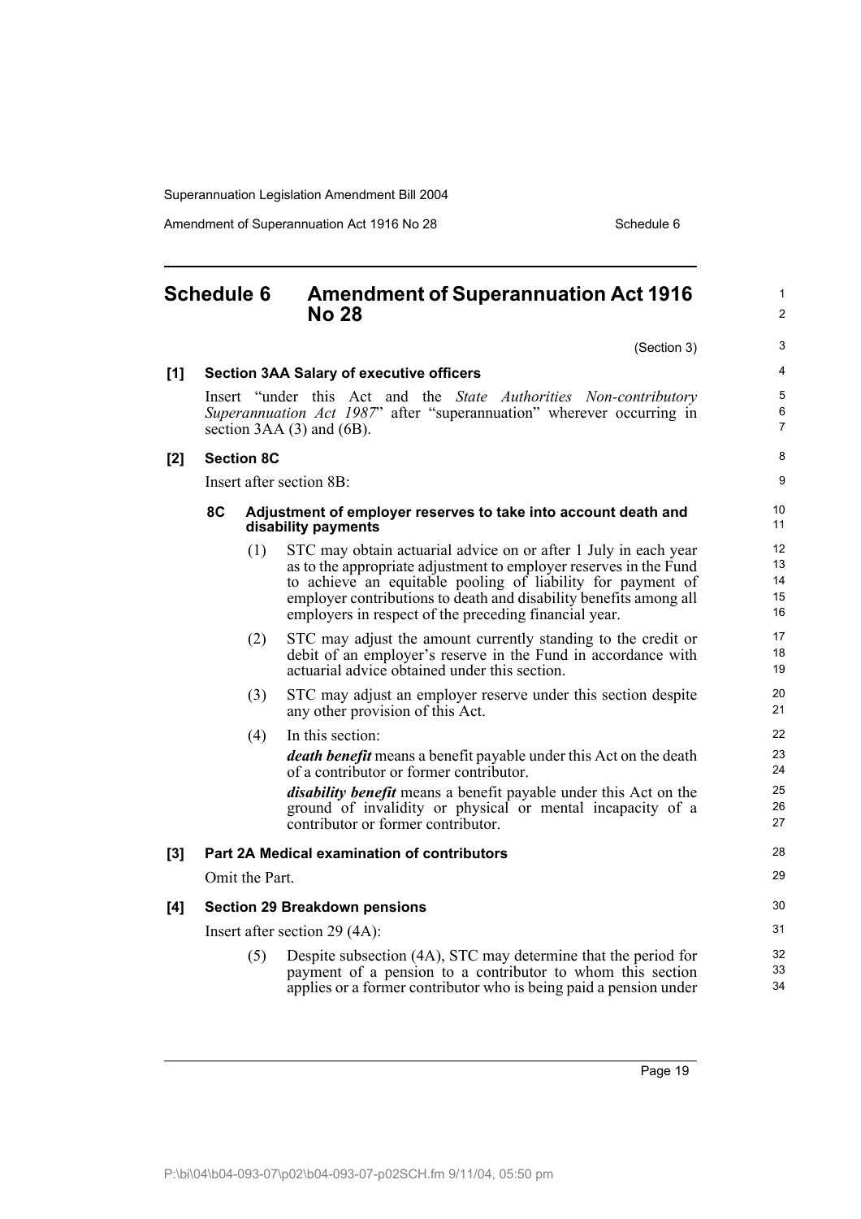# Schedule 6 Amendment of Superannuation Act 1916 No 28

(Section 3)

**[1] Section 3AA Salary of executive officers**

Insert "under this Act and the *State Authorities Non-contributory Superannuation Act 1987*" after "superannuation" wherever occurring in section 3AA (3) and (6B).

**[2] Section 8C**

Insert after section 8B:

**8C Adjustment of employer reserves to take into account death and disability payments**

(1) STC may obtain actuarial advice on or after 1 July in each year as to the appropriate adjustment to employer reserves in the Fund to achieve an equitable pooling of liability for payment of employer contributions to death and disability benefits among all employers in respect of the preceding financial year.

(2) STC may adjust the amount currently standing to the credit or debit of an employer's reserve in the Fund in accordance with actuarial advice obtained under this section.

(3) STC may adjust an employer reserve under this section despite any other provision of this Act.

(4) In this section:

***death benefit*** means a benefit payable under this Act on the death of a contributor or former contributor.

***disability benefit*** means a benefit payable under this Act on the ground of invalidity or physical or mental incapacity of a contributor or former contributor.

**[3] Part 2A Medical examination of contributors**

Omit the Part.

**[4] Section 29 Breakdown pensions**

Insert after section 29 (4A):

(5) Despite subsection (4A), STC may determine that the period for payment of a pension to a contributor to whom this section applies or a former contributor who is being paid a pension under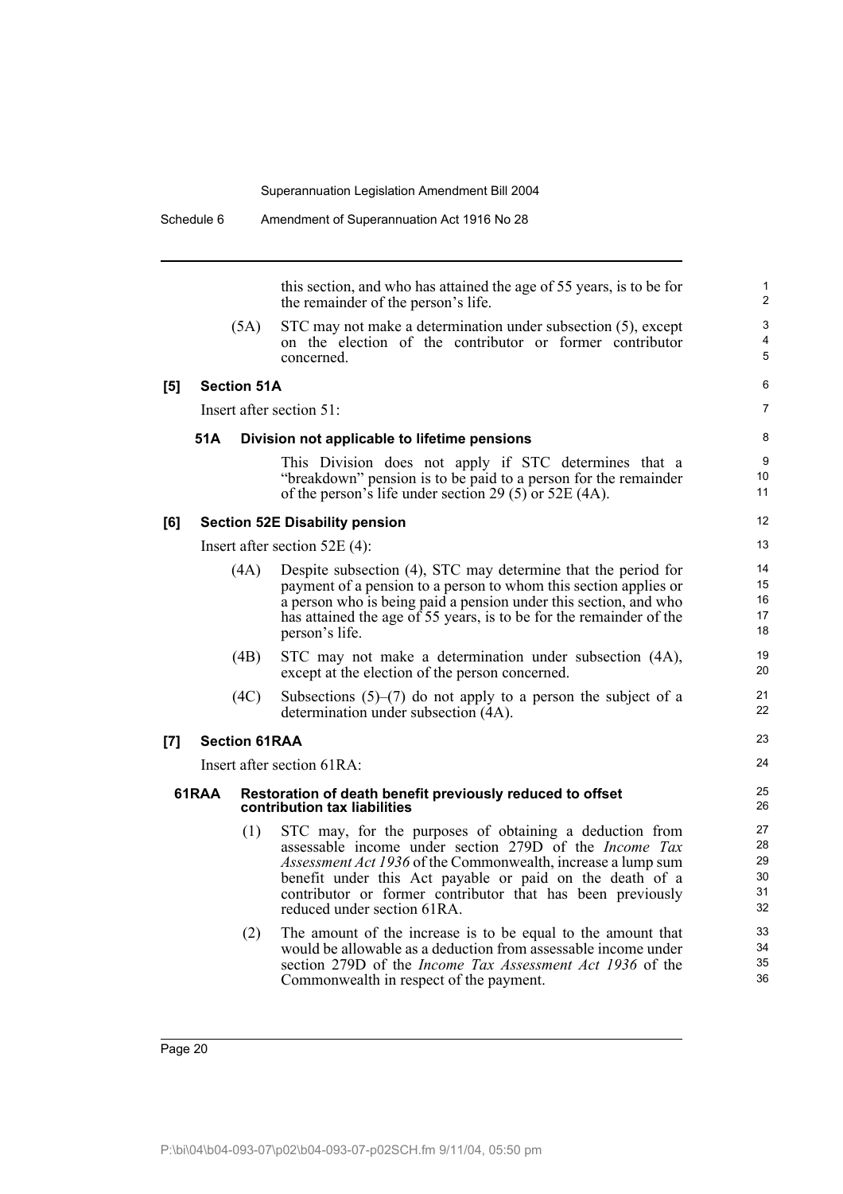this section, and who has attained the age of 55 years, is to be for the remainder of the person's life.

(5A) STC may not make a determination under subsection (5), except on the election of the contributor or former contributor concerned.

**[5] Section 51A**

Insert after section 51:

**51A Division not applicable to lifetime pensions**

This Division does not apply if STC determines that a "breakdown" pension is to be paid to a person for the remainder of the person's life under section 29 (5) or 52E (4A).

**[6] Section 52E Disability pension**

Insert after section 52E (4):

(4A) Despite subsection (4), STC may determine that the period for payment of a pension to a person to whom this section applies or a person who is being paid a pension under this section, and who has attained the age of 55 years, is to be for the remainder of the person's life.

(4B) STC may not make a determination under subsection (4A), except at the election of the person concerned.

(4C) Subsections (5)–(7) do not apply to a person the subject of a determination under subsection (4A).

**[7] Section 61RAA**

Insert after section 61RA:

**61RAA Restoration of death benefit previously reduced to offset contribution tax liabilities**

(1) STC may, for the purposes of obtaining a deduction from assessable income under section 279D of the *Income Tax Assessment Act 1936* of the Commonwealth, increase a lump sum benefit under this Act payable or paid on the death of a contributor or former contributor that has been previously reduced under section 61RA.

(2) The amount of the increase is to be equal to the amount that would be allowable as a deduction from assessable income under section 279D of the *Income Tax Assessment Act 1936* of the Commonwealth in respect of the payment.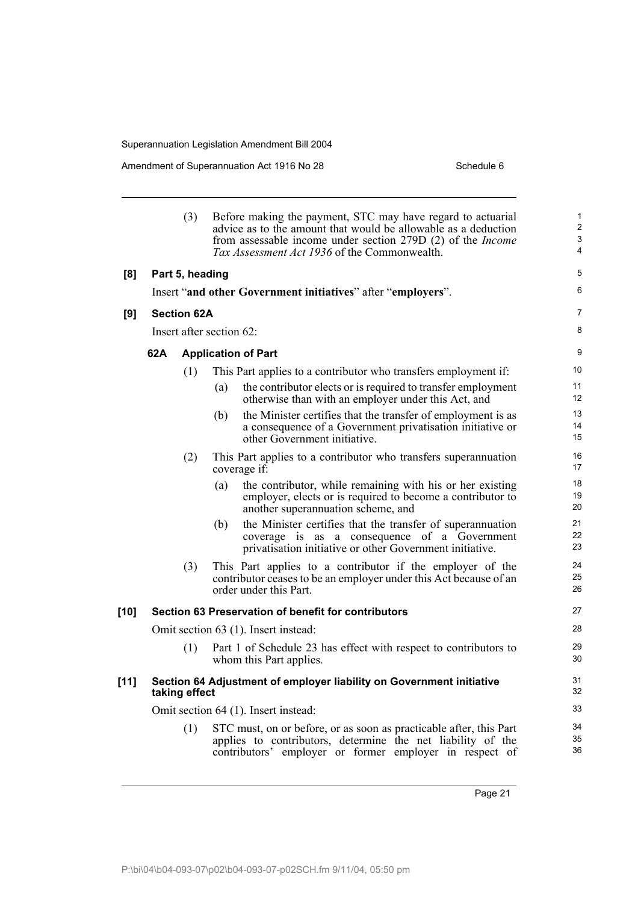(3) Before making the payment, STC may have regard to actuarial advice as to the amount that would be allowable as a deduction from assessable income under section 279D (2) of the *Income Tax Assessment Act 1936* of the Commonwealth.

**[8] Part 5, heading**

Insert "**and other Government initiatives**" after "**employers**".

**[9] Section 62A**

Insert after section 62:

**62A Application of Part**

(1) This Part applies to a contributor who transfers employment if:

(a) the contributor elects or is required to transfer employment otherwise than with an employer under this Act, and

(b) the Minister certifies that the transfer of employment is as a consequence of a Government privatisation initiative or other Government initiative.

(2) This Part applies to a contributor who transfers superannuation coverage if:

(a) the contributor, while remaining with his or her existing employer, elects or is required to become a contributor to another superannuation scheme, and

(b) the Minister certifies that the transfer of superannuation coverage is as a consequence of a Government privatisation initiative or other Government initiative.

(3) This Part applies to a contributor if the employer of the contributor ceases to be an employer under this Act because of an order under this Part.

**[10] Section 63 Preservation of benefit for contributors**

Omit section 63 (1). Insert instead:

(1) Part 1 of Schedule 23 has effect with respect to contributors to whom this Part applies.

**[11] Section 64 Adjustment of employer liability on Government initiative taking effect**

Omit section 64 (1). Insert instead:

(1) STC must, on or before, or as soon as practicable after, this Part applies to contributors, determine the net liability of the contributors' employer or former employer in respect of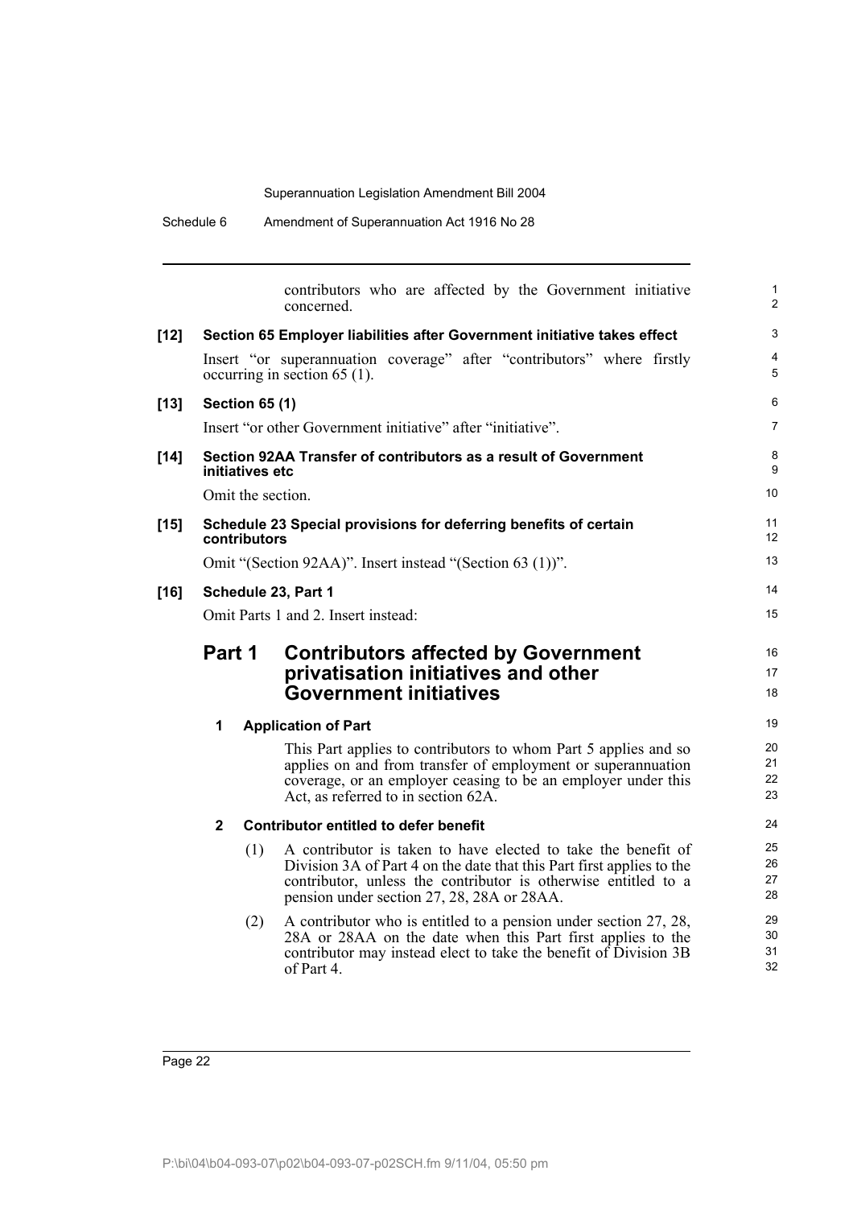contributors who are affected by the Government initiative concerned.

**[12] Section 65 Employer liabilities after Government initiative takes effect**

Insert "or superannuation coverage" after "contributors" where firstly occurring in section 65 (1).

**[13] Section 65 (1)**

Insert "or other Government initiative" after "initiative".

**[14] Section 92AA Transfer of contributors as a result of Government initiatives etc**

Omit the section.

**[15] Schedule 23 Special provisions for deferring benefits of certain contributors**

Omit "(Section 92AA)". Insert instead "(Section 63 (1))".

**[16] Schedule 23, Part 1**

Omit Parts 1 and 2. Insert instead:

## Part 1 Contributors affected by Government privatisation initiatives and other Government initiatives

### 1 Application of Part

This Part applies to contributors to whom Part 5 applies and so applies on and from transfer of employment or superannuation coverage, or an employer ceasing to be an employer under this Act, as referred to in section 62A.

### 2 Contributor entitled to defer benefit

(1) A contributor is taken to have elected to take the benefit of Division 3A of Part 4 on the date that this Part first applies to the contributor, unless the contributor is otherwise entitled to a pension under section 27, 28, 28A or 28AA.

(2) A contributor who is entitled to a pension under section 27, 28, 28A or 28AA on the date when this Part first applies to the contributor may instead elect to take the benefit of Division 3B of Part 4.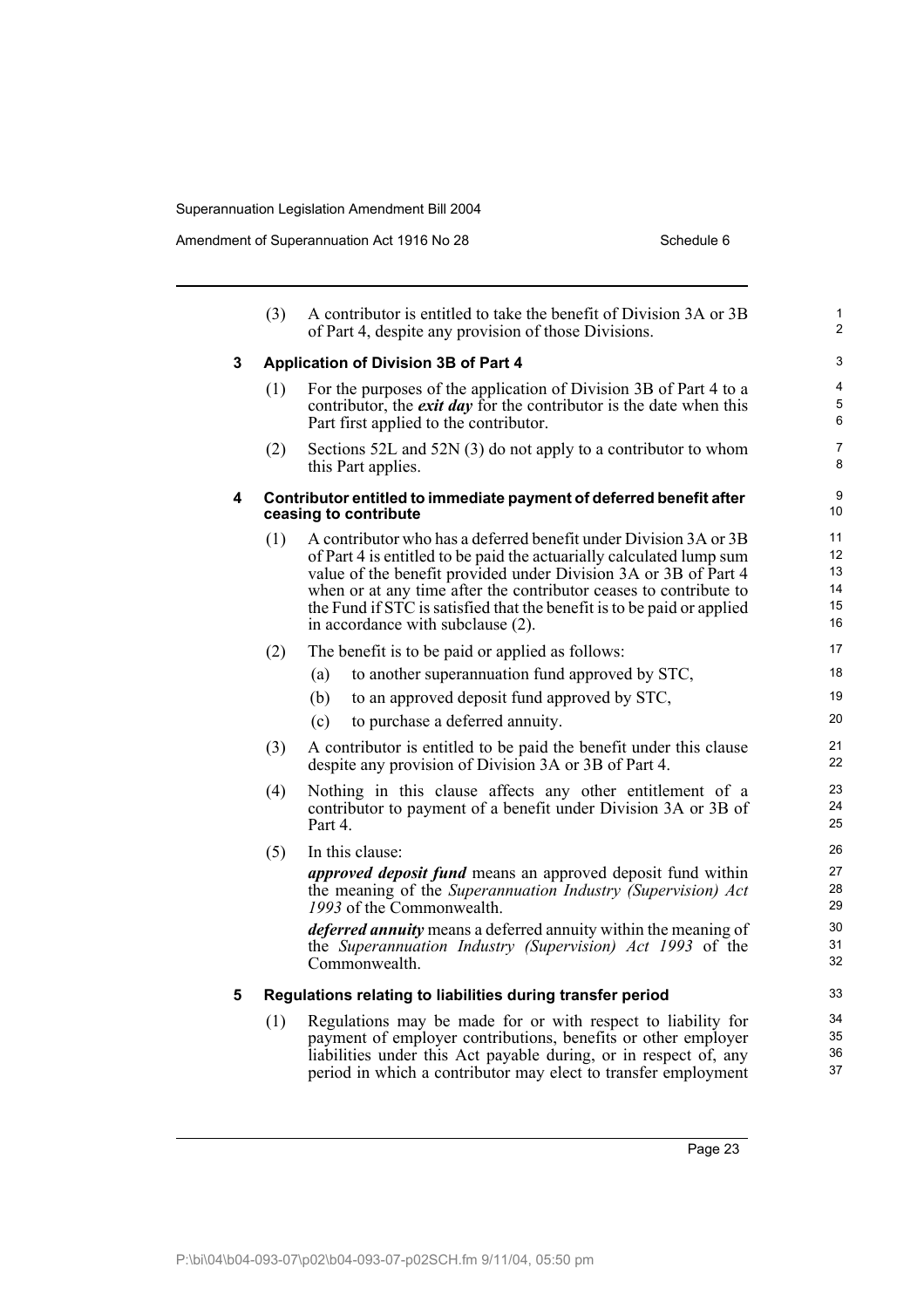(3) A contributor is entitled to take the benefit of Division 3A or 3B of Part 4, despite any provision of those Divisions.

### 3 Application of Division 3B of Part 4

(1) For the purposes of the application of Division 3B of Part 4 to a contributor, the ***exit day*** for the contributor is the date when this Part first applied to the contributor.

(2) Sections 52L and 52N (3) do not apply to a contributor to whom this Part applies.

### 4 Contributor entitled to immediate payment of deferred benefit after ceasing to contribute

(1) A contributor who has a deferred benefit under Division 3A or 3B of Part 4 is entitled to be paid the actuarially calculated lump sum value of the benefit provided under Division 3A or 3B of Part 4 when or at any time after the contributor ceases to contribute to the Fund if STC is satisfied that the benefit is to be paid or applied in accordance with subclause (2).

(2) The benefit is to be paid or applied as follows:

(a) to another superannuation fund approved by STC,

(b) to an approved deposit fund approved by STC,

(c) to purchase a deferred annuity.

(3) A contributor is entitled to be paid the benefit under this clause despite any provision of Division 3A or 3B of Part 4.

(4) Nothing in this clause affects any other entitlement of a contributor to payment of a benefit under Division 3A or 3B of Part 4.

(5) In this clause:

***approved deposit fund*** means an approved deposit fund within the meaning of the *Superannuation Industry (Supervision) Act 1993* of the Commonwealth.

***deferred annuity*** means a deferred annuity within the meaning of the *Superannuation Industry (Supervision) Act 1993* of the Commonwealth.

### 5 Regulations relating to liabilities during transfer period

(1) Regulations may be made for or with respect to liability for payment of employer contributions, benefits or other employer liabilities under this Act payable during, or in respect of, any period in which a contributor may elect to transfer employment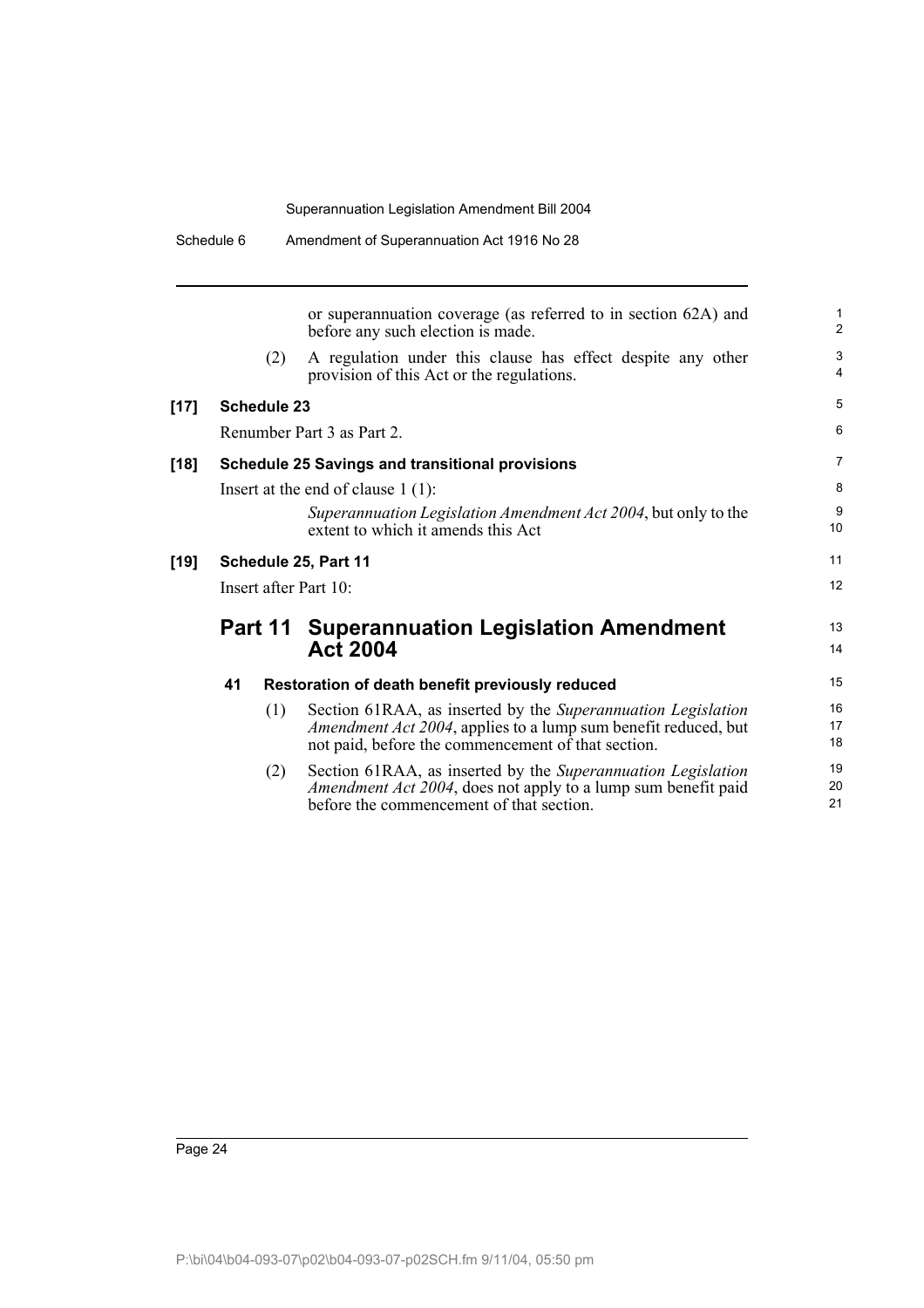or superannuation coverage (as referred to in section 62A) and before any such election is made.

(2) A regulation under this clause has effect despite any other provision of this Act or the regulations.

**[17] Schedule 23**

Renumber Part 3 as Part 2.

**[18] Schedule 25 Savings and transitional provisions**

Insert at the end of clause 1 (1):

*Superannuation Legislation Amendment Act 2004*, but only to the extent to which it amends this Act

**[19] Schedule 25, Part 11**

Insert after Part 10:

## Part 11 Superannuation Legislation Amendment Act 2004

### 41 Restoration of death benefit previously reduced

(1) Section 61RAA, as inserted by the *Superannuation Legislation Amendment Act 2004*, applies to a lump sum benefit reduced, but not paid, before the commencement of that section.

(2) Section 61RAA, as inserted by the *Superannuation Legislation Amendment Act 2004*, does not apply to a lump sum benefit paid before the commencement of that section.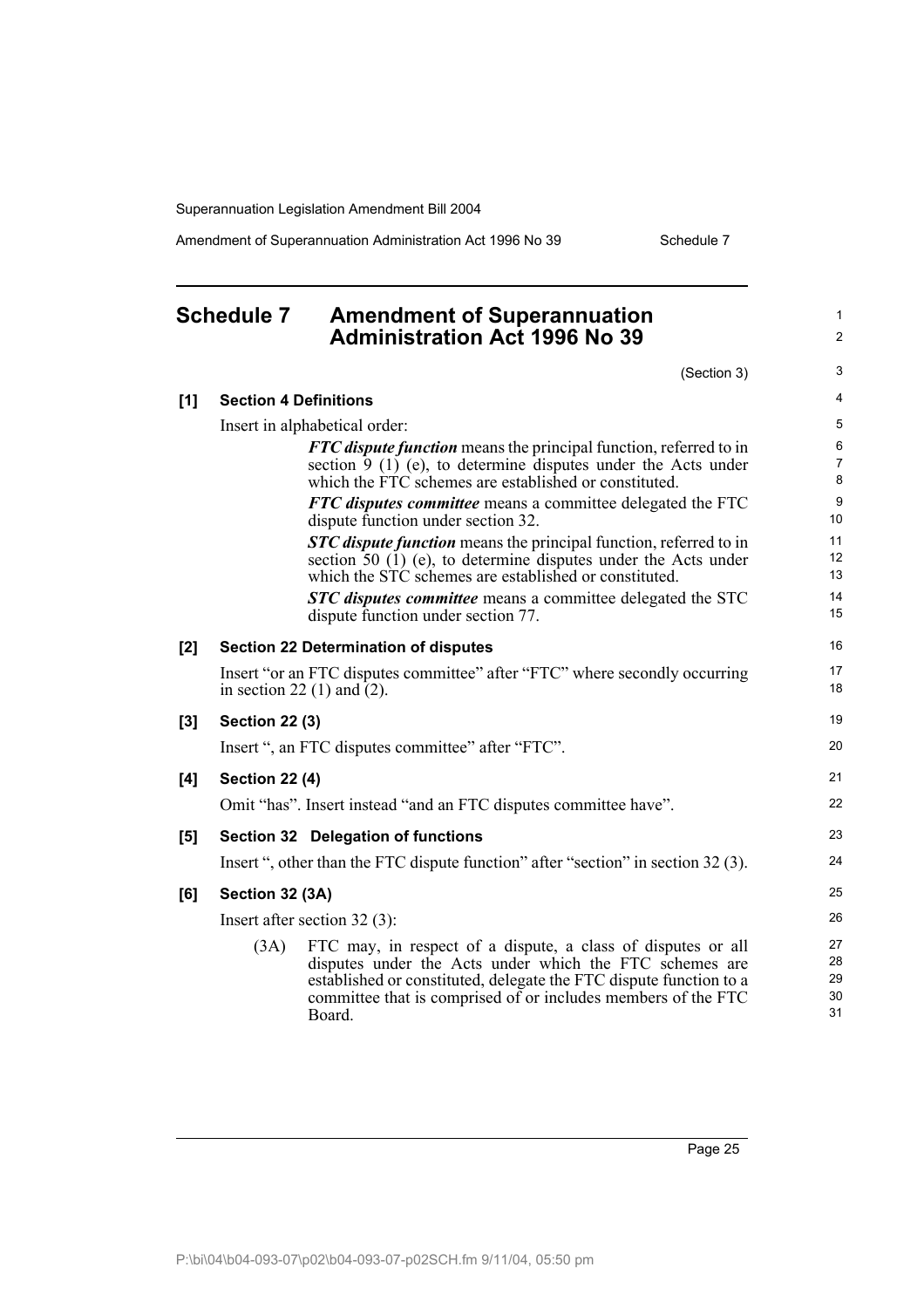# Schedule 7 Amendment of Superannuation Administration Act 1996 No 39

(Section 3)

**[1] Section 4 Definitions**

Insert in alphabetical order:

> ***FTC dispute function*** means the principal function, referred to in section 9 (1) (e), to determine disputes under the Acts under which the FTC schemes are established or constituted.
>
> ***FTC disputes committee*** means a committee delegated the FTC dispute function under section 32.
>
> ***STC dispute function*** means the principal function, referred to in section 50 (1) (e), to determine disputes under the Acts under which the STC schemes are established or constituted.
>
> ***STC disputes committee*** means a committee delegated the STC dispute function under section 77.

**[2] Section 22 Determination of disputes**

Insert "or an FTC disputes committee" after "FTC" where secondly occurring in section 22 (1) and (2).

**[3] Section 22 (3)**

Insert ", an FTC disputes committee" after "FTC".

**[4] Section 22 (4)**

Omit "has". Insert instead "and an FTC disputes committee have".

**[5] Section 32 Delegation of functions**

Insert ", other than the FTC dispute function" after "section" in section 32 (3).

**[6] Section 32 (3A)**

Insert after section 32 (3):

> (3A) FTC may, in respect of a dispute, a class of disputes or all disputes under the Acts under which the FTC schemes are established or constituted, delegate the FTC dispute function to a committee that is comprised of or includes members of the FTC Board.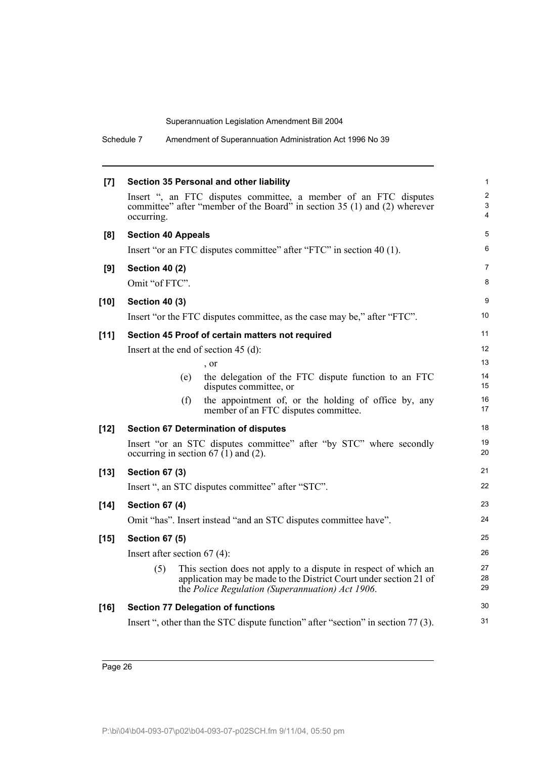**[7] Section 35 Personal and other liability**

Insert ", an FTC disputes committee, a member of an FTC disputes committee" after "member of the Board" in section 35 (1) and (2) wherever occurring.

**[8] Section 40 Appeals**

Insert "or an FTC disputes committee" after "FTC" in section 40 (1).

**[9] Section 40 (2)**

Omit "of FTC".

**[10] Section 40 (3)**

Insert "or the FTC disputes committee, as the case may be," after "FTC".

**[11] Section 45 Proof of certain matters not required**

Insert at the end of section 45 (d):

, or

(e) the delegation of the FTC dispute function to an FTC disputes committee, or

(f) the appointment of, or the holding of office by, any member of an FTC disputes committee.

**[12] Section 67 Determination of disputes**

Insert "or an STC disputes committee" after "by STC" where secondly occurring in section 67 (1) and (2).

**[13] Section 67 (3)**

Insert ", an STC disputes committee" after "STC".

**[14] Section 67 (4)**

Omit "has". Insert instead "and an STC disputes committee have".

**[15] Section 67 (5)**

Insert after section 67 (4):

(5) This section does not apply to a dispute in respect of which an application may be made to the District Court under section 21 of the *Police Regulation (Superannuation) Act 1906*.

**[16] Section 77 Delegation of functions**

Insert ", other than the STC dispute function" after "section" in section 77 (3).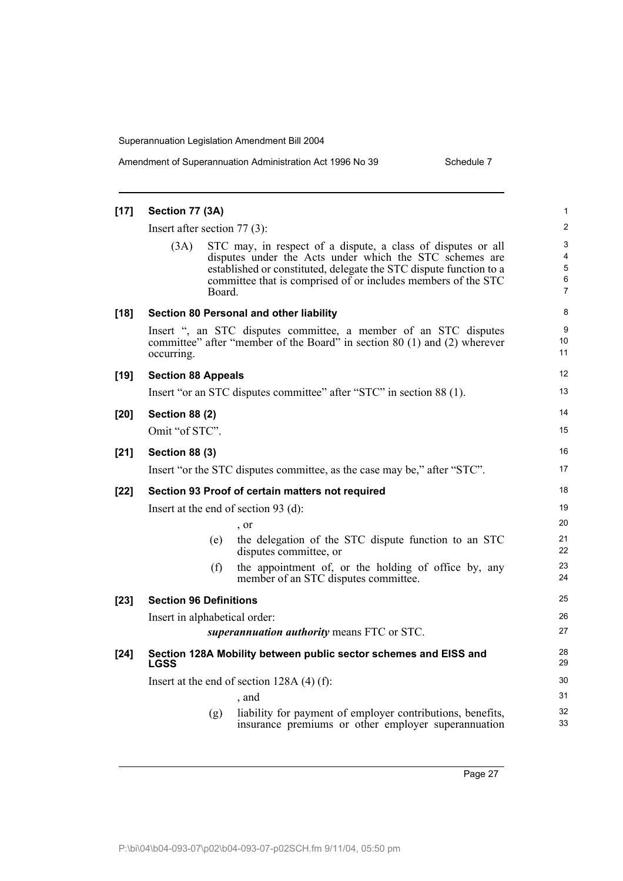**[17] Section 77 (3A)**

Insert after section 77 (3):

(3A) STC may, in respect of a dispute, a class of disputes or all disputes under the Acts under which the STC schemes are established or constituted, delegate the STC dispute function to a committee that is comprised of or includes members of the STC Board.

**[18] Section 80 Personal and other liability**

Insert ", an STC disputes committee, a member of an STC disputes committee" after "member of the Board" in section 80 (1) and (2) wherever occurring.

**[19] Section 88 Appeals**

Insert "or an STC disputes committee" after "STC" in section 88 (1).

**[20] Section 88 (2)**

Omit "of STC".

**[21] Section 88 (3)**

Insert "or the STC disputes committee, as the case may be," after "STC".

**[22] Section 93 Proof of certain matters not required**

Insert at the end of section 93 (d):

, or

(e) the delegation of the STC dispute function to an STC disputes committee, or

(f) the appointment of, or the holding of office by, any member of an STC disputes committee.

**[23] Section 96 Definitions**

Insert in alphabetical order:

***superannuation authority*** means FTC or STC.

**[24] Section 128A Mobility between public sector schemes and EISS and LGSS**

Insert at the end of section 128A (4) (f):

, and

(g) liability for payment of employer contributions, benefits, insurance premiums or other employer superannuation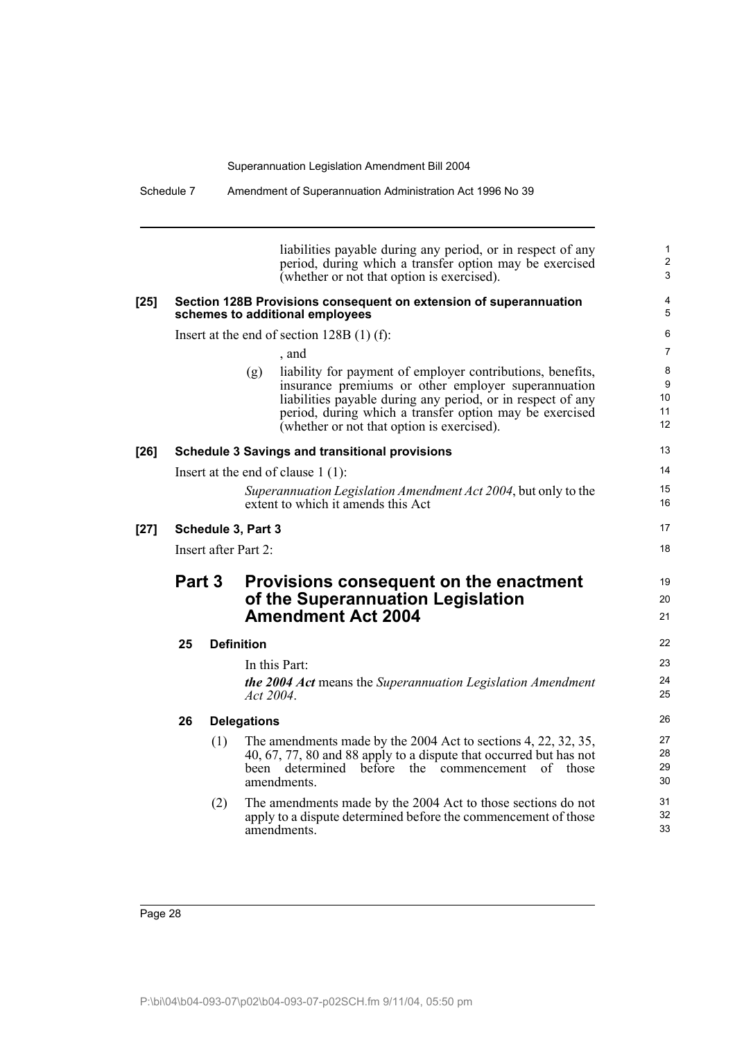liabilities payable during any period, or in respect of any period, during which a transfer option may be exercised (whether or not that option is exercised).

**[25] Section 128B Provisions consequent on extension of superannuation schemes to additional employees**

Insert at the end of section 128B (1) (f):

, and

(g) liability for payment of employer contributions, benefits, insurance premiums or other employer superannuation liabilities payable during any period, or in respect of any period, during which a transfer option may be exercised (whether or not that option is exercised).

**[26] Schedule 3 Savings and transitional provisions**

Insert at the end of clause 1 (1):

*Superannuation Legislation Amendment Act 2004*, but only to the extent to which it amends this Act

**[27] Schedule 3, Part 3**

Insert after Part 2:

## Part 3 Provisions consequent on the enactment of the Superannuation Legislation Amendment Act 2004

### 25 Definition

In this Part:

***the 2004 Act*** means the *Superannuation Legislation Amendment Act 2004*.

### 26 Delegations

(1) The amendments made by the 2004 Act to sections 4, 22, 32, 35, 40, 67, 77, 80 and 88 apply to a dispute that occurred but has not been determined before the commencement of those amendments.

(2) The amendments made by the 2004 Act to those sections do not apply to a dispute determined before the commencement of those amendments.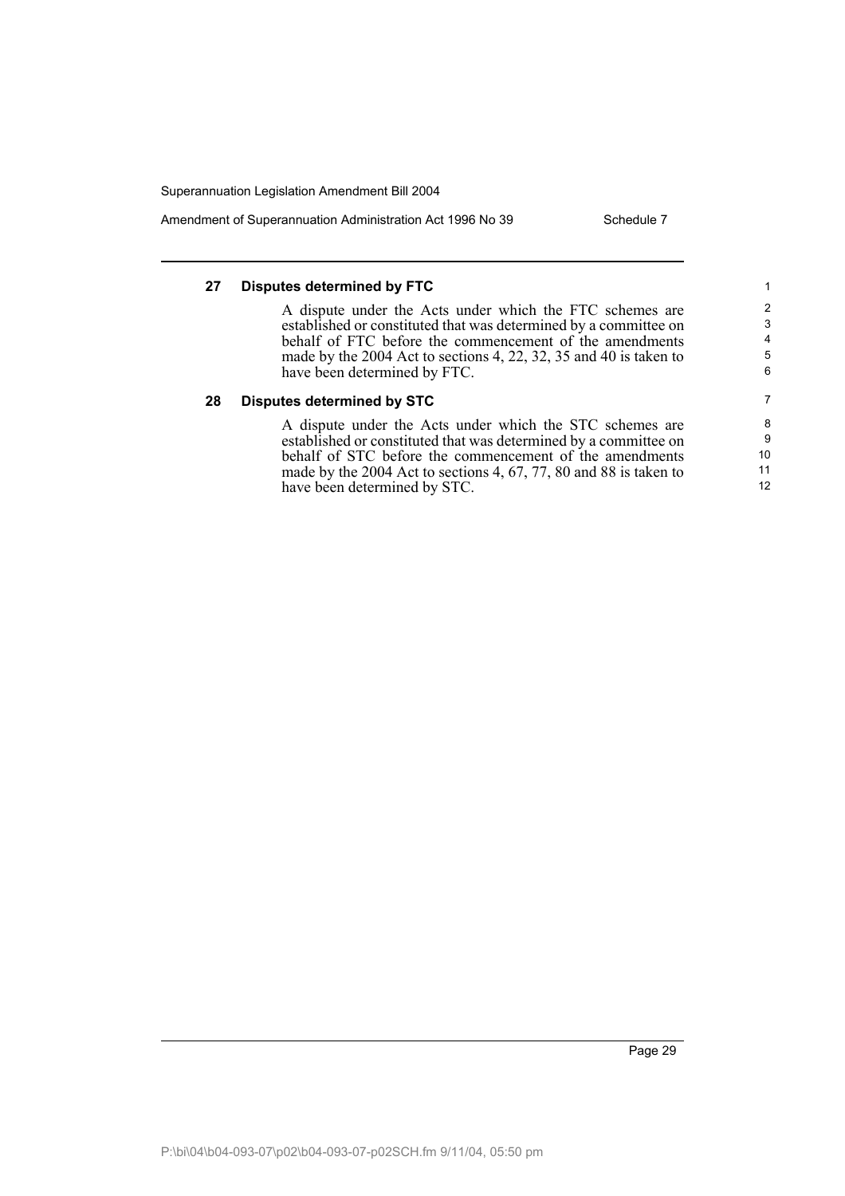### 27 Disputes determined by FTC

A dispute under the Acts under which the FTC schemes are established or constituted that was determined by a committee on behalf of FTC before the commencement of the amendments made by the 2004 Act to sections 4, 22, 32, 35 and 40 is taken to have been determined by FTC.

### 28 Disputes determined by STC

A dispute under the Acts under which the STC schemes are established or constituted that was determined by a committee on behalf of STC before the commencement of the amendments made by the 2004 Act to sections 4, 67, 77, 80 and 88 is taken to have been determined by STC.